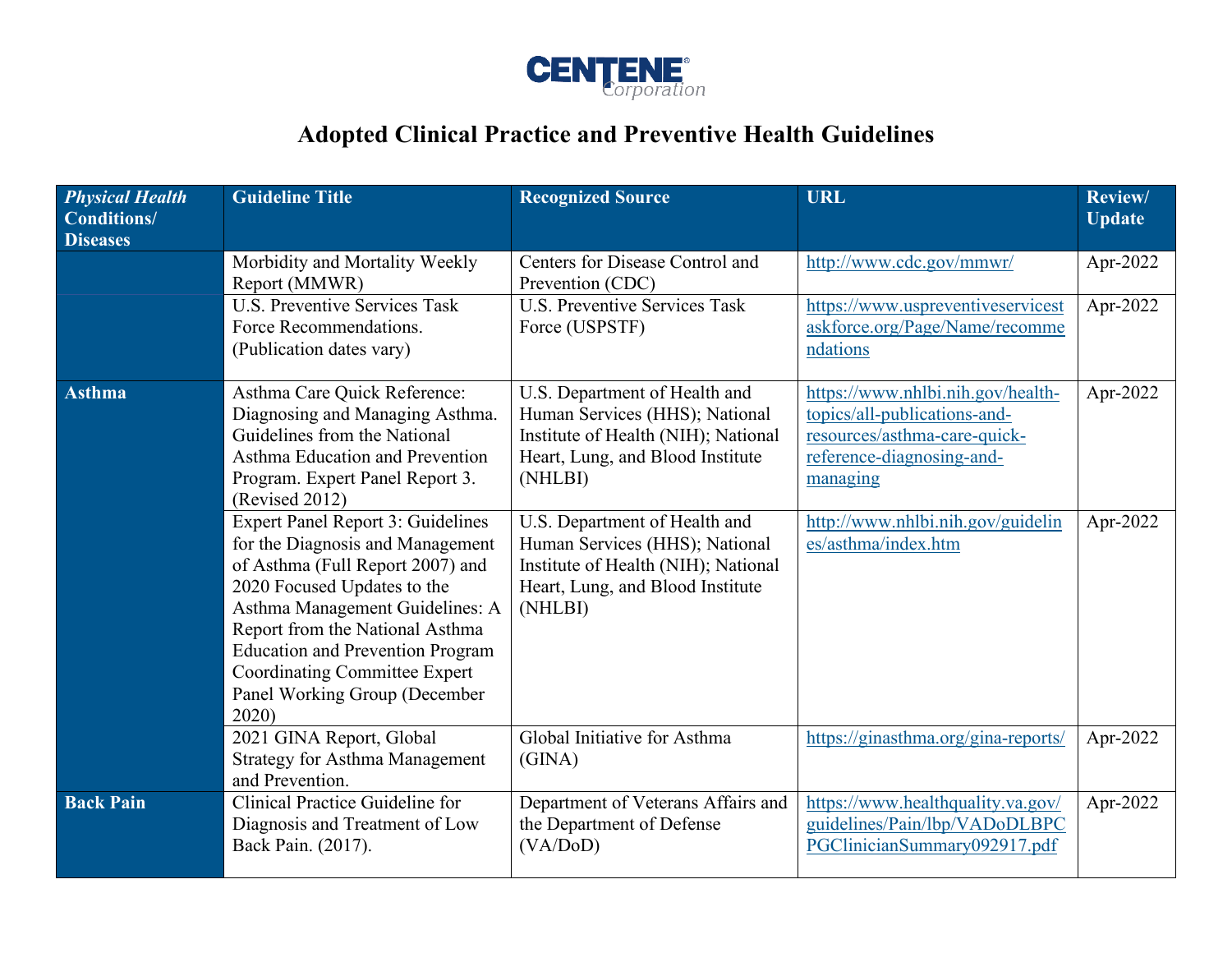CENTENE® Corporation

# Adopted Clinical Practice and Preventive Health Guidelines

| *Physical Health Conditions/ Diseases* | Guideline Title | Recognized Source | URL | Review/ Update |
|---|---|---|---|---|
| | Morbidity and Mortality Weekly Report (MMWR) | Centers for Disease Control and Prevention (CDC) | http://www.cdc.gov/mmwr/ | Apr-2022 |
| | U.S. Preventive Services Task Force Recommendations. (Publication dates vary) | U.S. Preventive Services Task Force (USPSTF) | https://www.uspreventiveservicestaskforce.org/Page/Name/recommendations | Apr-2022 |
| **Asthma** | Asthma Care Quick Reference: Diagnosing and Managing Asthma. Guidelines from the National Asthma Education and Prevention Program. Expert Panel Report 3. (Revised 2012) | U.S. Department of Health and Human Services (HHS); National Institute of Health (NIH); National Heart, Lung, and Blood Institute (NHLBI) | https://www.nhlbi.nih.gov/health-topics/all-publications-and-resources/asthma-care-quick-reference-diagnosing-and-managing | Apr-2022 |
| | Expert Panel Report 3: Guidelines for the Diagnosis and Management of Asthma (Full Report 2007) and 2020 Focused Updates to the Asthma Management Guidelines: A Report from the National Asthma Education and Prevention Program Coordinating Committee Expert Panel Working Group (December 2020) | U.S. Department of Health and Human Services (HHS); National Institute of Health (NIH); National Heart, Lung, and Blood Institute (NHLBI) | http://www.nhlbi.nih.gov/guidelines/asthma/index.htm | Apr-2022 |
| | 2021 GINA Report, Global Strategy for Asthma Management and Prevention. | Global Initiative for Asthma (GINA) | https://ginasthma.org/gina-reports/ | Apr-2022 |
| **Back Pain** | Clinical Practice Guideline for Diagnosis and Treatment of Low Back Pain. (2017). | Department of Veterans Affairs and the Department of Defense (VA/DoD) | https://www.healthquality.va.gov/guidelines/Pain/lbp/VADoDLBPCPGClinicianSummary092917.pdf | Apr-2022 |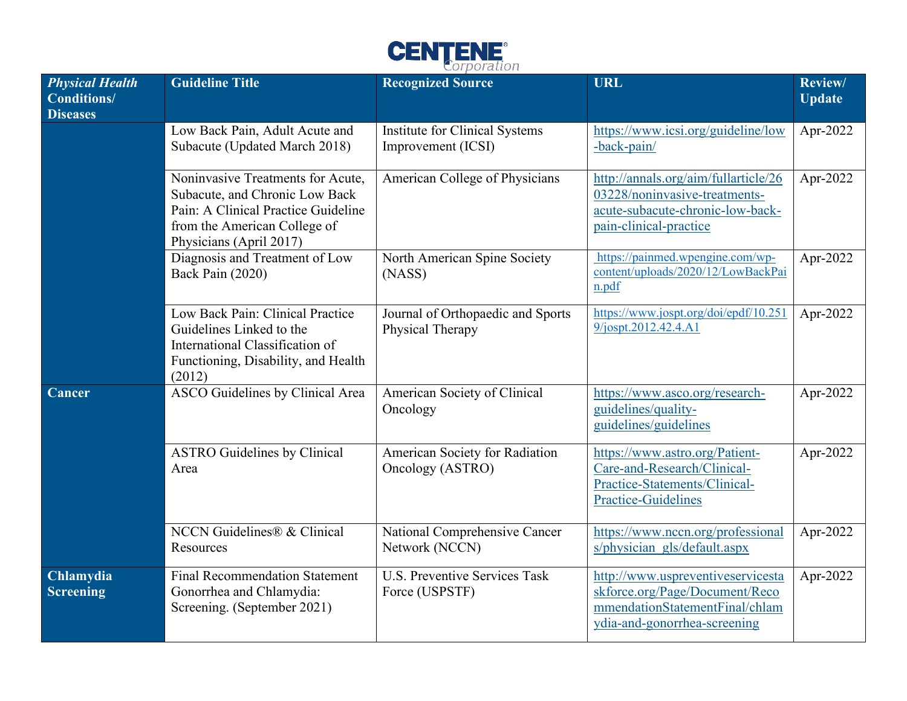| *Physical Health Conditions/ Diseases* | Guideline Title | Recognized Source | URL | Review/ Update |
|---|---|---|---|---|
| | Low Back Pain, Adult Acute and Subacute (Updated March 2018) | Institute for Clinical Systems Improvement (ICSI) | https://www.icsi.org/guideline/low-back-pain/ | Apr-2022 |
| | Noninvasive Treatments for Acute, Subacute, and Chronic Low Back Pain: A Clinical Practice Guideline from the American College of Physicians (April 2017) | American College of Physicians | http://annals.org/aim/fullarticle/2603228/noninvasive-treatments-acute-subacute-chronic-low-back-pain-clinical-practice | Apr-2022 |
| | Diagnosis and Treatment of Low Back Pain (2020) | North American Spine Society (NASS) | https://painmed.wpengine.com/wp-content/uploads/2020/12/LowBackPain.pdf | Apr-2022 |
| | Low Back Pain: Clinical Practice Guidelines Linked to the International Classification of Functioning, Disability, and Health (2012) | Journal of Orthopaedic and Sports Physical Therapy | https://www.jospt.org/doi/epdf/10.2519/jospt.2012.42.4.A1 | Apr-2022 |
| **Cancer** | ASCO Guidelines by Clinical Area | American Society of Clinical Oncology | https://www.asco.org/research-guidelines/quality-guidelines/guidelines | Apr-2022 |
| | ASTRO Guidelines by Clinical Area | American Society for Radiation Oncology (ASTRO) | https://www.astro.org/Patient-Care-and-Research/Clinical-Practice-Statements/Clinical-Practice-Guidelines | Apr-2022 |
| | NCCN Guidelines® & Clinical Resources | National Comprehensive Cancer Network (NCCN) | https://www.nccn.org/professionals/physician_gls/default.aspx | Apr-2022 |
| **Chlamydia Screening** | Final Recommendation Statement Gonorrhea and Chlamydia: Screening. (September 2021) | U.S. Preventive Services Task Force (USPSTF) | http://www.uspreventiveservicestaskforce.org/Page/Document/RecommendationStatementFinal/chlamydia-and-gonorrhea-screening | Apr-2022 |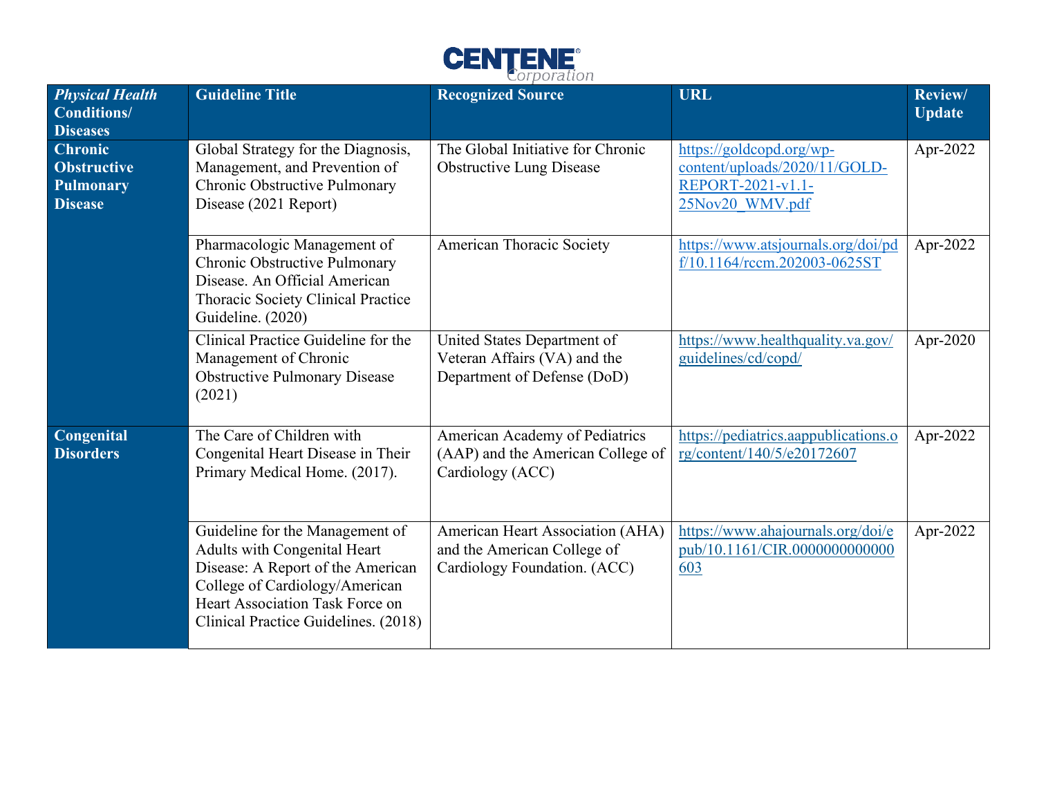| *Physical Health* **Conditions/ Diseases** | **Guideline Title** | **Recognized Source** | **URL** | **Review/ Update** |
|---|---|---|---|---|
| **Chronic Obstructive Pulmonary Disease** | Global Strategy for the Diagnosis, Management, and Prevention of Chronic Obstructive Pulmonary Disease (2021 Report) | The Global Initiative for Chronic Obstructive Lung Disease | https://goldcopd.org/wp-content/uploads/2020/11/GOLD-REPORT-2021-v1.1-25Nov20_WMV.pdf | Apr-2022 |
| | Pharmacologic Management of Chronic Obstructive Pulmonary Disease. An Official American Thoracic Society Clinical Practice Guideline. (2020) | American Thoracic Society | https://www.atsjournals.org/doi/pdf/10.1164/rccm.202003-0625ST | Apr-2022 |
| | Clinical Practice Guideline for the Management of Chronic Obstructive Pulmonary Disease (2021) | United States Department of Veteran Affairs (VA) and the Department of Defense (DoD) | https://www.healthquality.va.gov/guidelines/cd/copd/ | Apr-2020 |
| **Congenital Disorders** | The Care of Children with Congenital Heart Disease in Their Primary Medical Home. (2017). | American Academy of Pediatrics (AAP) and the American College of Cardiology (ACC) | https://pediatrics.aappublications.org/content/140/5/e20172607 | Apr-2022 |
| | Guideline for the Management of Adults with Congenital Heart Disease: A Report of the American College of Cardiology/American Heart Association Task Force on Clinical Practice Guidelines. (2018) | American Heart Association (AHA) and the American College of Cardiology Foundation. (ACC) | https://www.ahajournals.org/doi/epub/10.1161/CIR.0000000000000603 | Apr-2022 |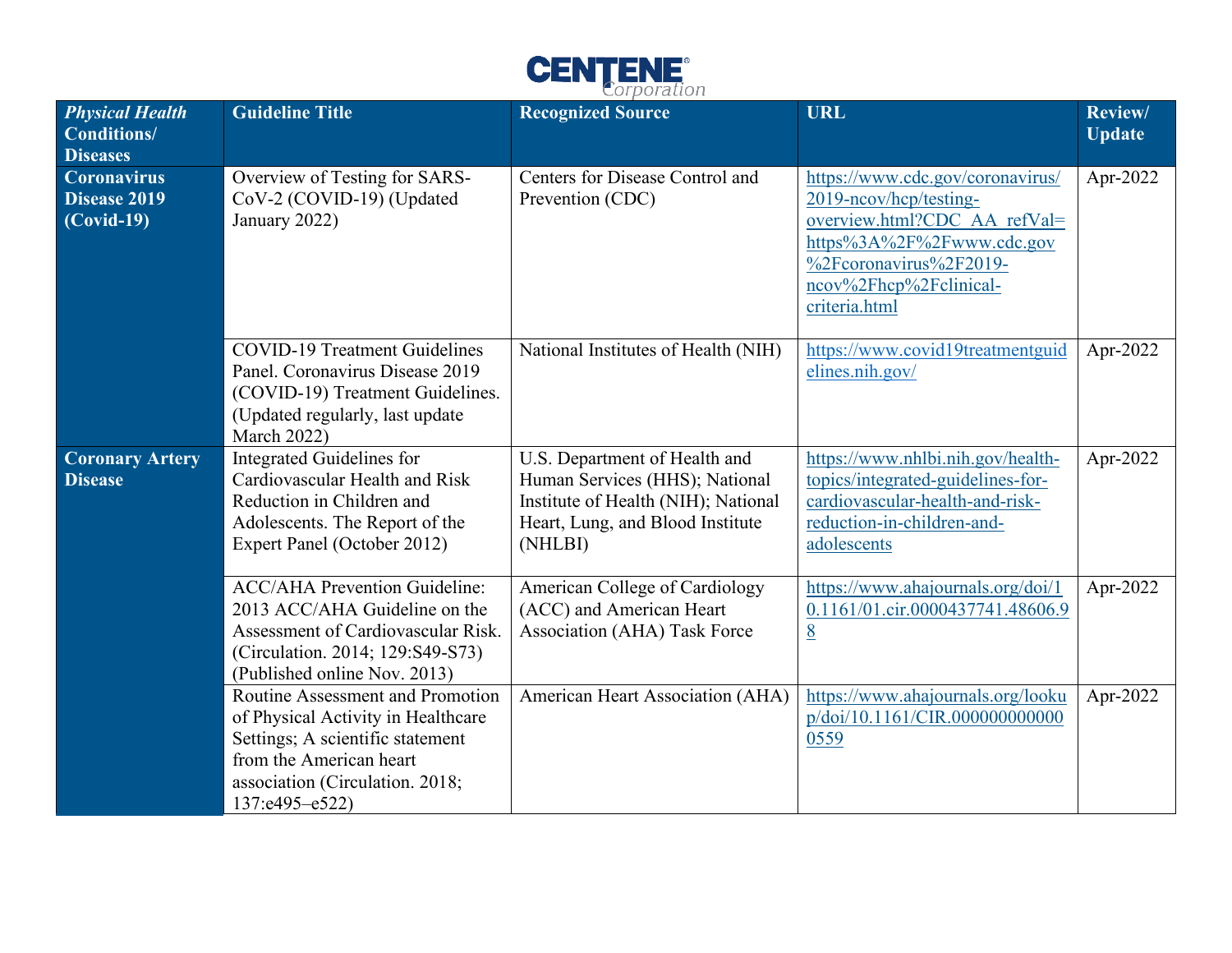| *Physical Health* **Conditions/ Diseases** | **Guideline Title** | **Recognized Source** | **URL** | **Review/ Update** |
| --- | --- | --- | --- | --- |
| **Coronavirus Disease 2019 (Covid-19)** | Overview of Testing for SARS-CoV-2 (COVID-19) (Updated January 2022) | Centers for Disease Control and Prevention (CDC) | https://www.cdc.gov/coronavirus/2019-ncov/hcp/testing-overview.html?CDC_AA_refVal=https%3A%2F%2Fwww.cdc.gov%2Fcoronavirus%2F2019-ncov%2Fhcp%2Fclinical-criteria.html | Apr-2022 |
| | COVID-19 Treatment Guidelines Panel. Coronavirus Disease 2019 (COVID-19) Treatment Guidelines. (Updated regularly, last update March 2022) | National Institutes of Health (NIH) | https://www.covid19treatmentguidelines.nih.gov/ | Apr-2022 |
| **Coronary Artery Disease** | Integrated Guidelines for Cardiovascular Health and Risk Reduction in Children and Adolescents. The Report of the Expert Panel (October 2012) | U.S. Department of Health and Human Services (HHS); National Institute of Health (NIH); National Heart, Lung, and Blood Institute (NHLBI) | https://www.nhlbi.nih.gov/health-topics/integrated-guidelines-for-cardiovascular-health-and-risk-reduction-in-children-and-adolescents | Apr-2022 |
| | ACC/AHA Prevention Guideline: 2013 ACC/AHA Guideline on the Assessment of Cardiovascular Risk. (Circulation. 2014; 129:S49-S73) (Published online Nov. 2013) | American College of Cardiology (ACC) and American Heart Association (AHA) Task Force | https://www.ahajournals.org/doi/10.1161/01.cir.0000437741.48606.98 | Apr-2022 |
| | Routine Assessment and Promotion of Physical Activity in Healthcare Settings; A scientific statement from the American heart association (Circulation. 2018; 137:e495–e522) | American Heart Association (AHA) | https://www.ahajournals.org/lookup/doi/10.1161/CIR.0000000000000559 | Apr-2022 |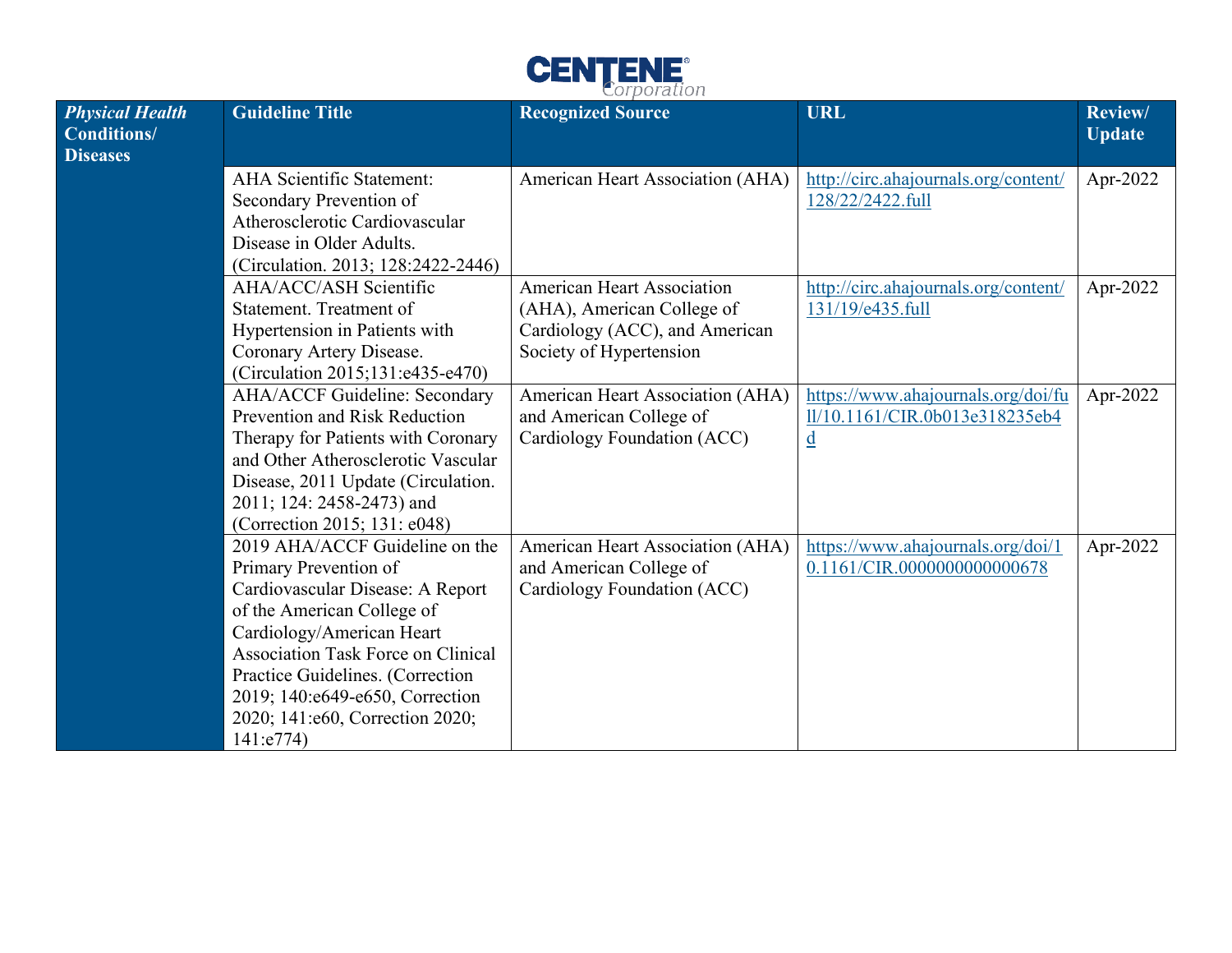| *Physical Health* Conditions/ Diseases | Guideline Title | Recognized Source | URL | Review/ Update |
|---|---|---|---|---|
| | AHA Scientific Statement: Secondary Prevention of Atherosclerotic Cardiovascular Disease in Older Adults. (Circulation. 2013; 128:2422-2446) | American Heart Association (AHA) | http://circ.ahajournals.org/content/128/22/2422.full | Apr-2022 |
| | AHA/ACC/ASH Scientific Statement. Treatment of Hypertension in Patients with Coronary Artery Disease. (Circulation 2015;131:e435-e470) | American Heart Association (AHA), American College of Cardiology (ACC), and American Society of Hypertension | http://circ.ahajournals.org/content/131/19/e435.full | Apr-2022 |
| | AHA/ACCF Guideline: Secondary Prevention and Risk Reduction Therapy for Patients with Coronary and Other Atherosclerotic Vascular Disease, 2011 Update (Circulation. 2011; 124: 2458-2473) and (Correction 2015; 131: e048) | American Heart Association (AHA) and American College of Cardiology Foundation (ACC) | https://www.ahajournals.org/doi/full/10.1161/CIR.0b013e318235eb4d | Apr-2022 |
| | 2019 AHA/ACCF Guideline on the Primary Prevention of Cardiovascular Disease: A Report of the American College of Cardiology/American Heart Association Task Force on Clinical Practice Guidelines. (Correction 2019; 140:e649-e650, Correction 2020; 141:e60, Correction 2020; 141:e774) | American Heart Association (AHA) and American College of Cardiology Foundation (ACC) | https://www.ahajournals.org/doi/10.1161/CIR.0000000000000678 | Apr-2022 |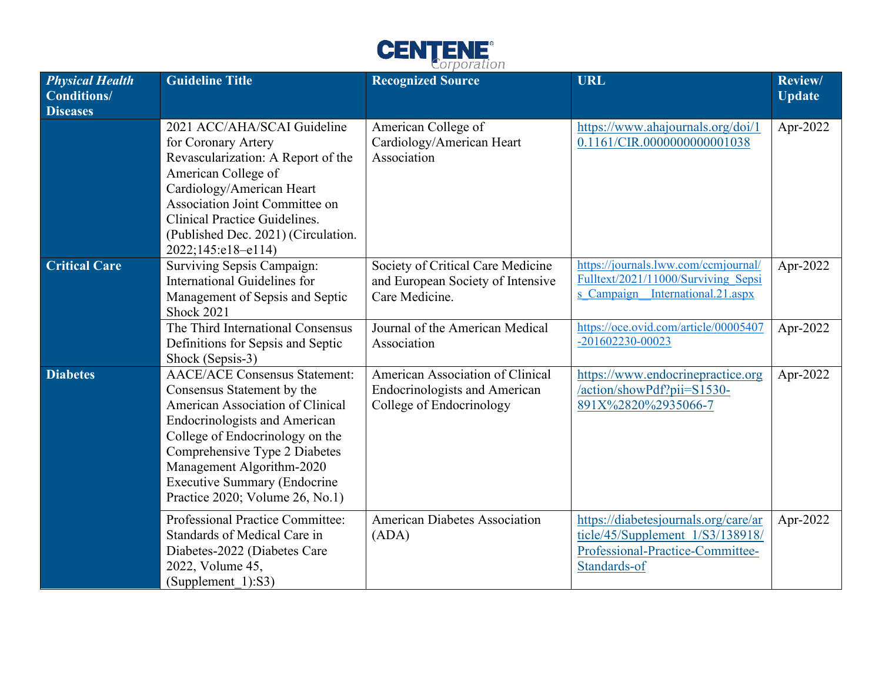| *Physical Health Conditions/ Diseases* | Guideline Title | Recognized Source | URL | Review/ Update |
|---|---|---|---|---|
| | 2021 ACC/AHA/SCAI Guideline for Coronary Artery Revascularization: A Report of the American College of Cardiology/American Heart Association Joint Committee on Clinical Practice Guidelines. (Published Dec. 2021) (Circulation. 2022;145:e18–e114) | American College of Cardiology/American Heart Association | https://www.ahajournals.org/doi/10.1161/CIR.0000000000001038 | Apr-2022 |
| **Critical Care** | Surviving Sepsis Campaign: International Guidelines for Management of Sepsis and Septic Shock 2021 | Society of Critical Care Medicine and European Society of Intensive Care Medicine. | https://journals.lww.com/ccmjournal/Fulltext/2021/11000/Surviving_Sepsis_Campaign__International.21.aspx | Apr-2022 |
| | The Third International Consensus Definitions for Sepsis and Septic Shock (Sepsis-3) | Journal of the American Medical Association | https://oce.ovid.com/article/00005407-201602230-00023 | Apr-2022 |
| **Diabetes** | AACE/ACE Consensus Statement: Consensus Statement by the American Association of Clinical Endocrinologists and American College of Endocrinology on the Comprehensive Type 2 Diabetes Management Algorithm-2020 Executive Summary (Endocrine Practice 2020; Volume 26, No.1) | American Association of Clinical Endocrinologists and American College of Endocrinology | https://www.endocrinepractice.org/action/showPdf?pii=S1530-891X%2820%2935066-7 | Apr-2022 |
| | Professional Practice Committee: Standards of Medical Care in Diabetes-2022 (Diabetes Care 2022, Volume 45, (Supplement_1):S3) | American Diabetes Association (ADA) | https://diabetesjournals.org/care/article/45/Supplement_1/S3/138918/Professional-Practice-Committee-Standards-of | Apr-2022 |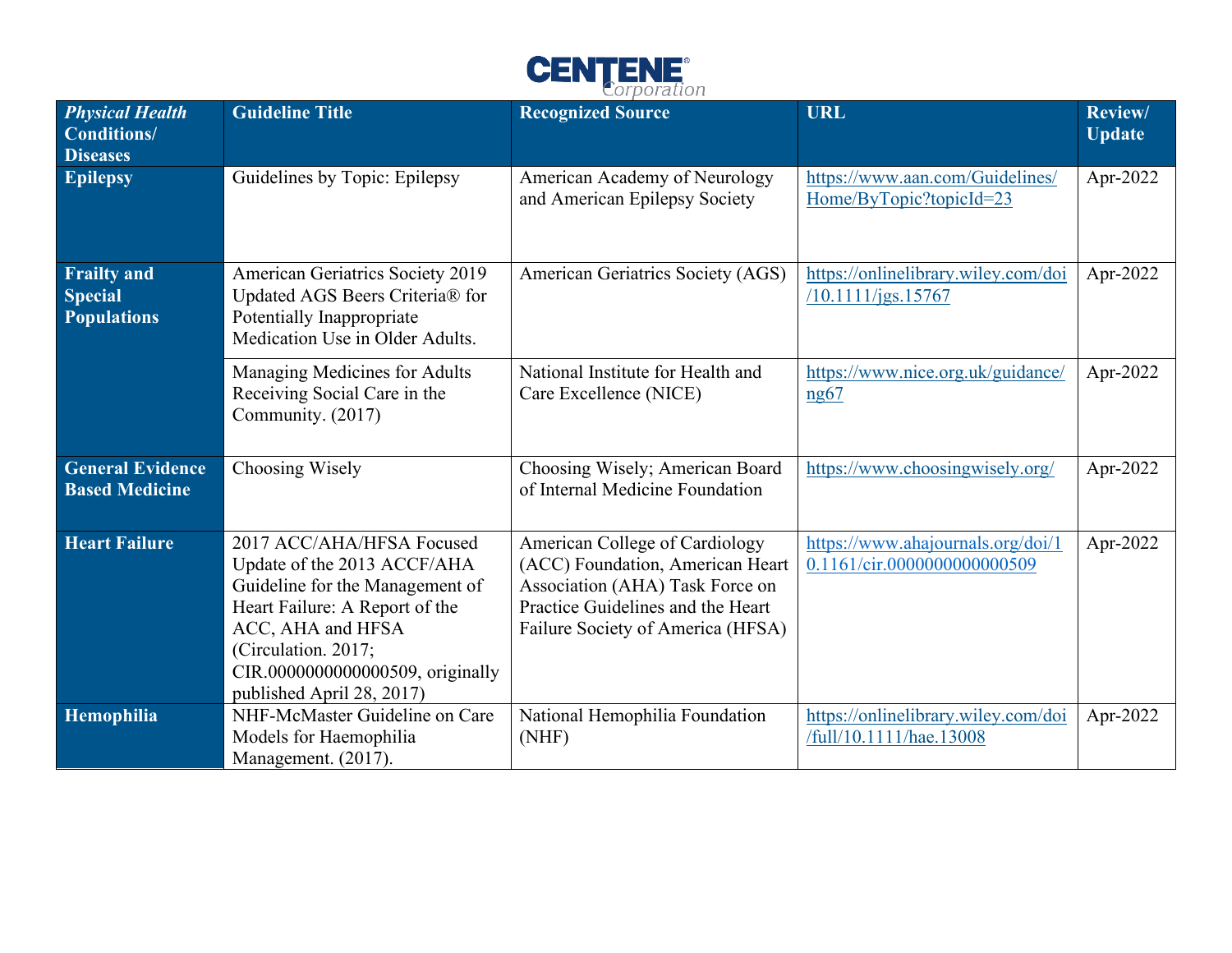| *Physical Health* Conditions/ Diseases | Guideline Title | Recognized Source | URL | Review/ Update |
|---|---|---|---|---|
| **Epilepsy** | Guidelines by Topic: Epilepsy | American Academy of Neurology and American Epilepsy Society | https://www.aan.com/Guidelines/Home/ByTopic?topicId=23 | Apr-2022 |
| **Frailty and Special Populations** | American Geriatrics Society 2019 Updated AGS Beers Criteria® for Potentially Inappropriate Medication Use in Older Adults. | American Geriatrics Society (AGS) | https://onlinelibrary.wiley.com/doi/10.1111/jgs.15767 | Apr-2022 |
| | Managing Medicines for Adults Receiving Social Care in the Community. (2017) | National Institute for Health and Care Excellence (NICE) | https://www.nice.org.uk/guidance/ng67 | Apr-2022 |
| **General Evidence Based Medicine** | Choosing Wisely | Choosing Wisely; American Board of Internal Medicine Foundation | https://www.choosingwisely.org/ | Apr-2022 |
| **Heart Failure** | 2017 ACC/AHA/HFSA Focused Update of the 2013 ACCF/AHA Guideline for the Management of Heart Failure: A Report of the ACC, AHA and HFSA (Circulation. 2017; CIR.0000000000000509, originally published April 28, 2017) | American College of Cardiology (ACC) Foundation, American Heart Association (AHA) Task Force on Practice Guidelines and the Heart Failure Society of America (HFSA) | https://www.ahajournals.org/doi/10.1161/cir.0000000000000509 | Apr-2022 |
| **Hemophilia** | NHF-McMaster Guideline on Care Models for Haemophilia Management. (2017). | National Hemophilia Foundation (NHF) | https://onlinelibrary.wiley.com/doi/full/10.1111/hae.13008 | Apr-2022 |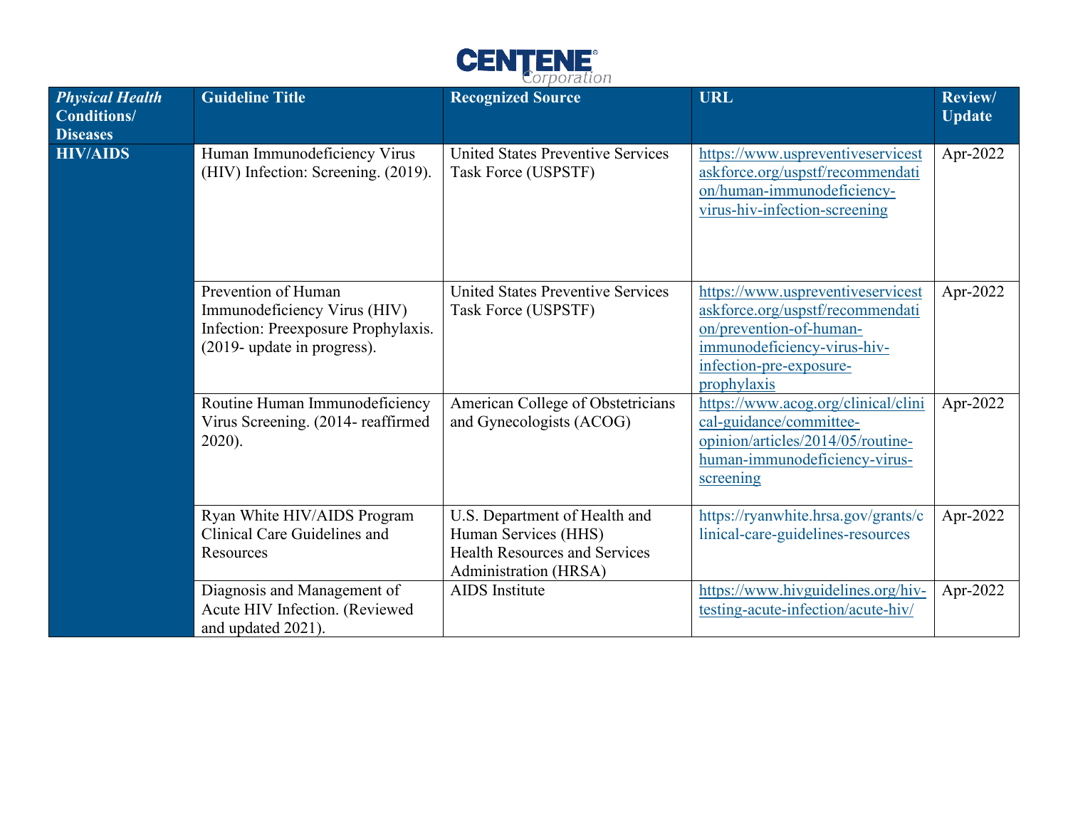| *Physical Health* **Conditions/ Diseases** | Guideline Title | Recognized Source | URL | Review/ Update |
|---|---|---|---|---|
| **HIV/AIDS** | Human Immunodeficiency Virus (HIV) Infection: Screening. (2019). | United States Preventive Services Task Force (USPSTF) | https://www.uspreventiveservicestaskforce.org/uspstf/recommendation/human-immunodeficiency-virus-hiv-infection-screening | Apr-2022 |
| | Prevention of Human Immunodeficiency Virus (HIV) Infection: Preexposure Prophylaxis. (2019- update in progress). | United States Preventive Services Task Force (USPSTF) | https://www.uspreventiveservicestaskforce.org/uspstf/recommendation/prevention-of-human-immunodeficiency-virus-hiv-infection-pre-exposure-prophylaxis | Apr-2022 |
| | Routine Human Immunodeficiency Virus Screening. (2014- reaffirmed 2020). | American College of Obstetricians and Gynecologists (ACOG) | https://www.acog.org/clinical/clinical-guidance/committee-opinion/articles/2014/05/routine-human-immunodeficiency-virus-screening | Apr-2022 |
| | Ryan White HIV/AIDS Program Clinical Care Guidelines and Resources | U.S. Department of Health and Human Services (HHS) Health Resources and Services Administration (HRSA) | https://ryanwhite.hrsa.gov/grants/clinical-care-guidelines-resources | Apr-2022 |
| | Diagnosis and Management of Acute HIV Infection. (Reviewed and updated 2021). | AIDS Institute | https://www.hivguidelines.org/hiv-testing-acute-infection/acute-hiv/ | Apr-2022 |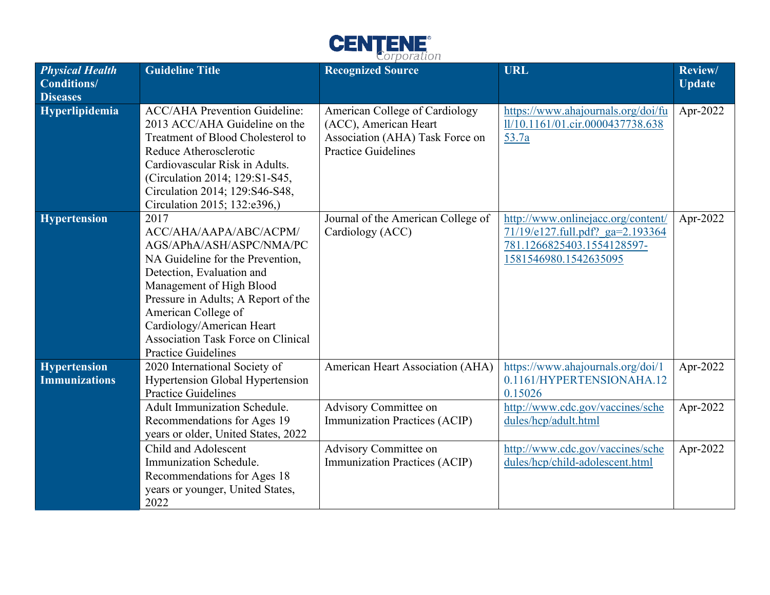| *Physical Health* **Conditions/ Diseases** | Guideline Title | Recognized Source | URL | Review/ Update |
|---|---|---|---|---|
| **Hyperlipidemia** | ACC/AHA Prevention Guideline: 2013 ACC/AHA Guideline on the Treatment of Blood Cholesterol to Reduce Atherosclerotic Cardiovascular Risk in Adults. (Circulation 2014; 129:S1-S45, Circulation 2014; 129:S46-S48, Circulation 2015; 132:e396,) | American College of Cardiology (ACC), American Heart Association (AHA) Task Force on Practice Guidelines | https://www.ahajournals.org/doi/full/10.1161/01.cir.0000437738.63853.7a | Apr-2022 |
| **Hypertension** | 2017 ACC/AHA/AAPA/ABC/ACPM/AGS/APhA/ASH/ASPC/NMA/PCNA Guideline for the Prevention, Detection, Evaluation and Management of High Blood Pressure in Adults; A Report of the American College of Cardiology/American Heart Association Task Force on Clinical Practice Guidelines | Journal of the American College of Cardiology (ACC) | http://www.onlinejacc.org/content/71/19/e127.full.pdf?_ga=2.193364781.1266825403.1554128597-1581546980.1542635095 | Apr-2022 |
| **Hypertension** | 2020 International Society of Hypertension Global Hypertension Practice Guidelines | American Heart Association (AHA) | https://www.ahajournals.org/doi/10.1161/HYPERTENSIONAHA.120.15026 | Apr-2022 |
| **Immunizations** | Adult Immunization Schedule. Recommendations for Ages 19 years or older, United States, 2022 | Advisory Committee on Immunization Practices (ACIP) | http://www.cdc.gov/vaccines/schedules/hcp/adult.html | Apr-2022 |
| | Child and Adolescent Immunization Schedule. Recommendations for Ages 18 years or younger, United States, 2022 | Advisory Committee on Immunization Practices (ACIP) | http://www.cdc.gov/vaccines/schedules/hcp/child-adolescent.html | Apr-2022 |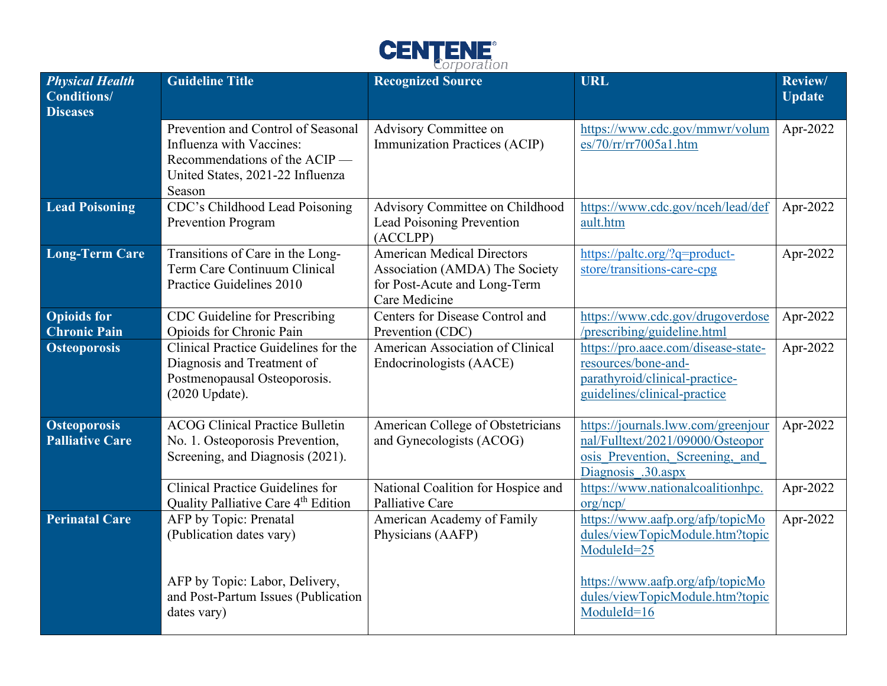| *Physical Health* **Conditions/ Diseases** | **Guideline Title** | **Recognized Source** | **URL** | **Review/ Update** |
|---|---|---|---|---|
| | Prevention and Control of Seasonal Influenza with Vaccines: Recommendations of the ACIP — United States, 2021-22 Influenza Season | Advisory Committee on Immunization Practices (ACIP) | https://www.cdc.gov/mmwr/volumes/70/rr/rr7005a1.htm | Apr-2022 |
| **Lead Poisoning** | CDC's Childhood Lead Poisoning Prevention Program | Advisory Committee on Childhood Lead Poisoning Prevention (ACCLPP) | https://www.cdc.gov/nceh/lead/default.htm | Apr-2022 |
| **Long-Term Care** | Transitions of Care in the Long-Term Care Continuum Clinical Practice Guidelines 2010 | American Medical Directors Association (AMDA) The Society for Post-Acute and Long-Term Care Medicine | https://paltc.org/?q=product-store/transitions-care-cpg | Apr-2022 |
| **Opioids for Chronic Pain** | CDC Guideline for Prescribing Opioids for Chronic Pain | Centers for Disease Control and Prevention (CDC) | https://www.cdc.gov/drugoverdose/prescribing/guideline.html | Apr-2022 |
| **Osteoporosis** | Clinical Practice Guidelines for the Diagnosis and Treatment of Postmenopausal Osteoporosis. (2020 Update). | American Association of Clinical Endocrinologists (AACE) | https://pro.aace.com/disease-state-resources/bone-and-parathyroid/clinical-practice-guidelines/clinical-practice | Apr-2022 |
| **Osteoporosis Palliative Care** | ACOG Clinical Practice Bulletin No. 1. Osteoporosis Prevention, Screening, and Diagnosis (2021). | American College of Obstetricians and Gynecologists (ACOG) | https://journals.lww.com/greenjournal/Fulltext/2021/09000/Osteoporosis_Prevention,_Screening,_and_Diagnosis_.30.aspx | Apr-2022 |
| | Clinical Practice Guidelines for Quality Palliative Care 4th Edition | National Coalition for Hospice and Palliative Care | https://www.nationalcoalitionhpc.org/ncp/ | Apr-2022 |
| **Perinatal Care** | AFP by Topic: Prenatal (Publication dates vary)<br><br>AFP by Topic: Labor, Delivery, and Post-Partum Issues (Publication dates vary) | American Academy of Family Physicians (AAFP) | https://www.aafp.org/afp/topicModules/viewTopicModule.htm?topicModuleId=25<br><br>https://www.aafp.org/afp/topicModules/viewTopicModule.htm?topicModuleId=16 | Apr-2022 |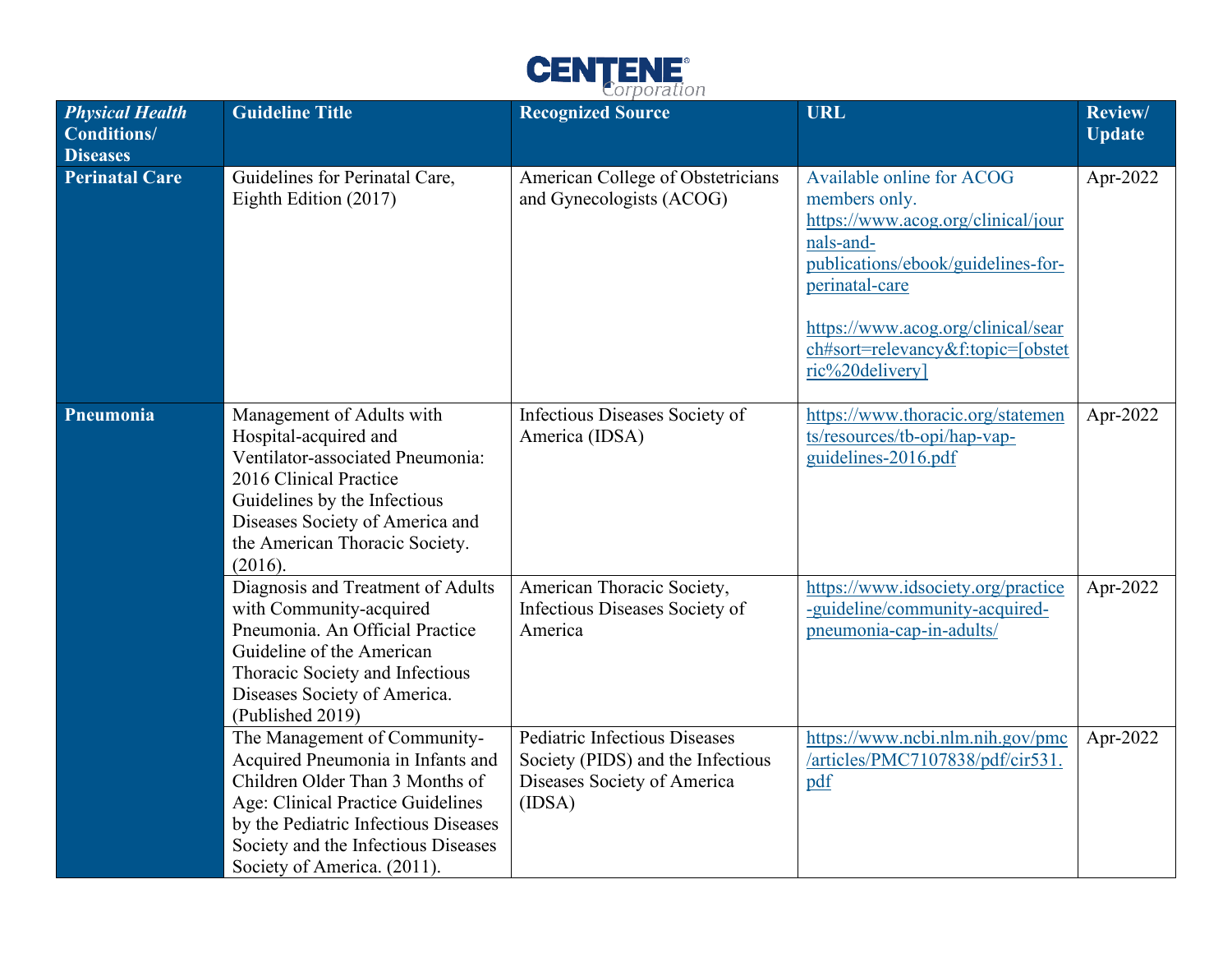| *Physical Health Conditions/ Diseases* | Guideline Title | Recognized Source | URL | Review/ Update |
|---|---|---|---|---|
| **Perinatal Care** | Guidelines for Perinatal Care, Eighth Edition (2017) | American College of Obstetricians and Gynecologists (ACOG) | Available online for ACOG members only. https://www.acog.org/clinical/journals-and-publications/ebook/guidelines-for-perinatal-care <br><br> https://www.acog.org/clinical/search#sort=relevancy&f:topic=[obstetric%20delivery] | Apr-2022 |
| **Pneumonia** | Management of Adults with Hospital-acquired and Ventilator-associated Pneumonia: 2016 Clinical Practice Guidelines by the Infectious Diseases Society of America and the American Thoracic Society. (2016). | Infectious Diseases Society of America (IDSA) | https://www.thoracic.org/statements/resources/tb-opi/hap-vap-guidelines-2016.pdf | Apr-2022 |
| | Diagnosis and Treatment of Adults with Community-acquired Pneumonia. An Official Practice Guideline of the American Thoracic Society and Infectious Diseases Society of America. (Published 2019) | American Thoracic Society, Infectious Diseases Society of America | https://www.idsociety.org/practice-guideline/community-acquired-pneumonia-cap-in-adults/ | Apr-2022 |
| | The Management of Community-Acquired Pneumonia in Infants and Children Older Than 3 Months of Age: Clinical Practice Guidelines by the Pediatric Infectious Diseases Society and the Infectious Diseases Society of America. (2011). | Pediatric Infectious Diseases Society (PIDS) and the Infectious Diseases Society of America (IDSA) | https://www.ncbi.nlm.nih.gov/pmc/articles/PMC7107838/pdf/cir531.pdf | Apr-2022 |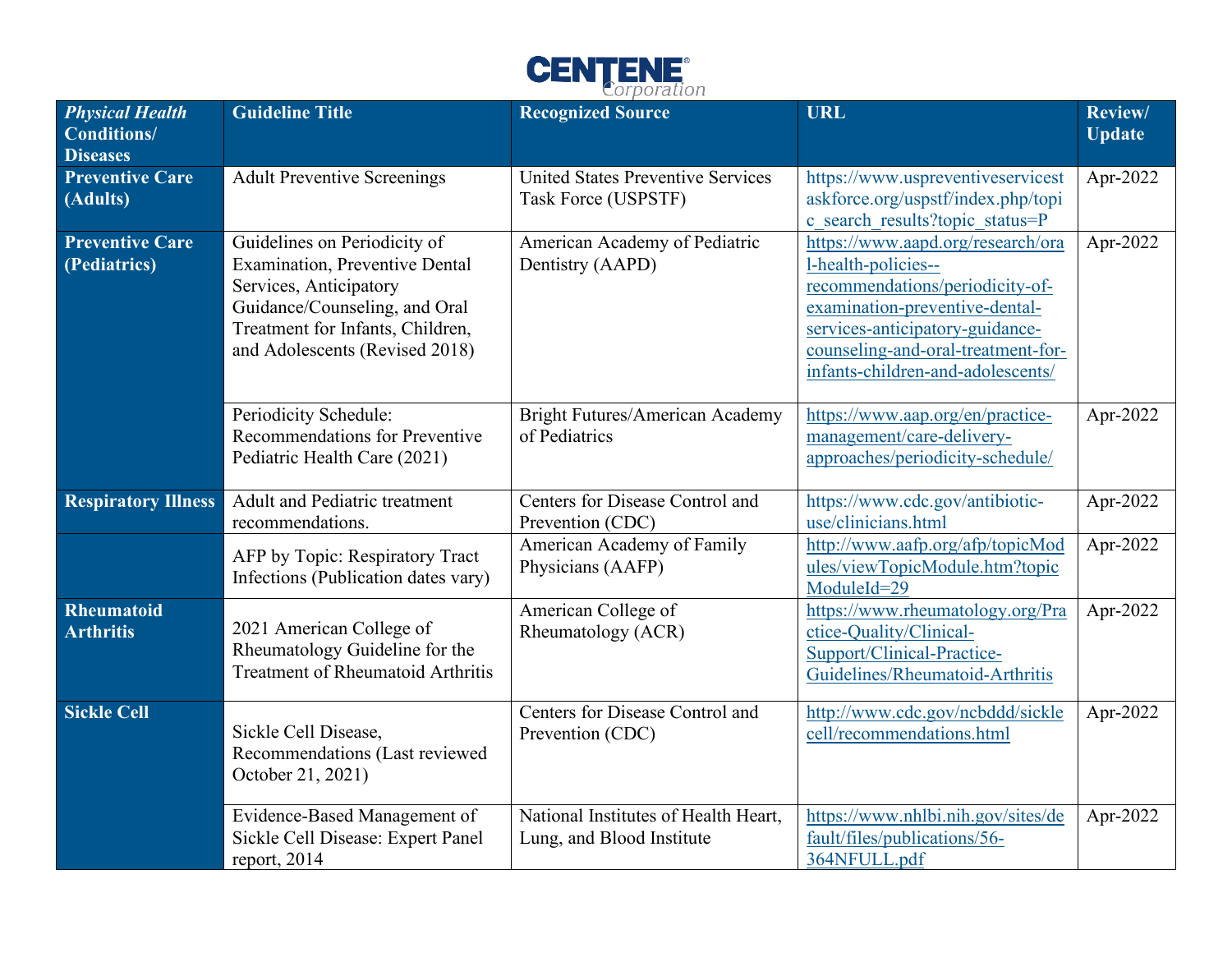| *Physical Health* **Conditions/ Diseases** | Guideline Title | Recognized Source | URL | Review/ Update |
|---|---|---|---|---|
| **Preventive Care (Adults)** | Adult Preventive Screenings | United States Preventive Services Task Force (USPSTF) | https://www.uspreventiveservicestaskforce.org/uspstf/index.php/topic_search_results?topic_status=P | Apr-2022 |
| **Preventive Care (Pediatrics)** | Guidelines on Periodicity of Examination, Preventive Dental Services, Anticipatory Guidance/Counseling, and Oral Treatment for Infants, Children, and Adolescents (Revised 2018) | American Academy of Pediatric Dentistry (AAPD) | https://www.aapd.org/research/oral-health-policies--recommendations/periodicity-of-examination-preventive-dental-services-anticipatory-guidance-counseling-and-oral-treatment-for-infants-children-and-adolescents/ | Apr-2022 |
| | Periodicity Schedule: Recommendations for Preventive Pediatric Health Care (2021) | Bright Futures/American Academy of Pediatrics | https://www.aap.org/en/practice-management/care-delivery-approaches/periodicity-schedule/ | Apr-2022 |
| **Respiratory Illness** | Adult and Pediatric treatment recommendations. | Centers for Disease Control and Prevention (CDC) | https://www.cdc.gov/antibiotic-use/clinicians.html | Apr-2022 |
| | AFP by Topic: Respiratory Tract Infections (Publication dates vary) | American Academy of Family Physicians (AAFP) | http://www.aafp.org/afp/topicModules/viewTopicModule.htm?topicModuleId=29 | Apr-2022 |
| **Rheumatoid Arthritis** | 2021 American College of Rheumatology Guideline for the Treatment of Rheumatoid Arthritis | American College of Rheumatology (ACR) | https://www.rheumatology.org/Practice-Quality/Clinical-Support/Clinical-Practice-Guidelines/Rheumatoid-Arthritis | Apr-2022 |
| **Sickle Cell** | Sickle Cell Disease, Recommendations (Last reviewed October 21, 2021) | Centers for Disease Control and Prevention (CDC) | http://www.cdc.gov/ncbddd/sicklecell/recommendations.html | Apr-2022 |
| | Evidence-Based Management of Sickle Cell Disease: Expert Panel report, 2014 | National Institutes of Health Heart, Lung, and Blood Institute | https://www.nhlbi.nih.gov/sites/default/files/publications/56-364NFULL.pdf | Apr-2022 |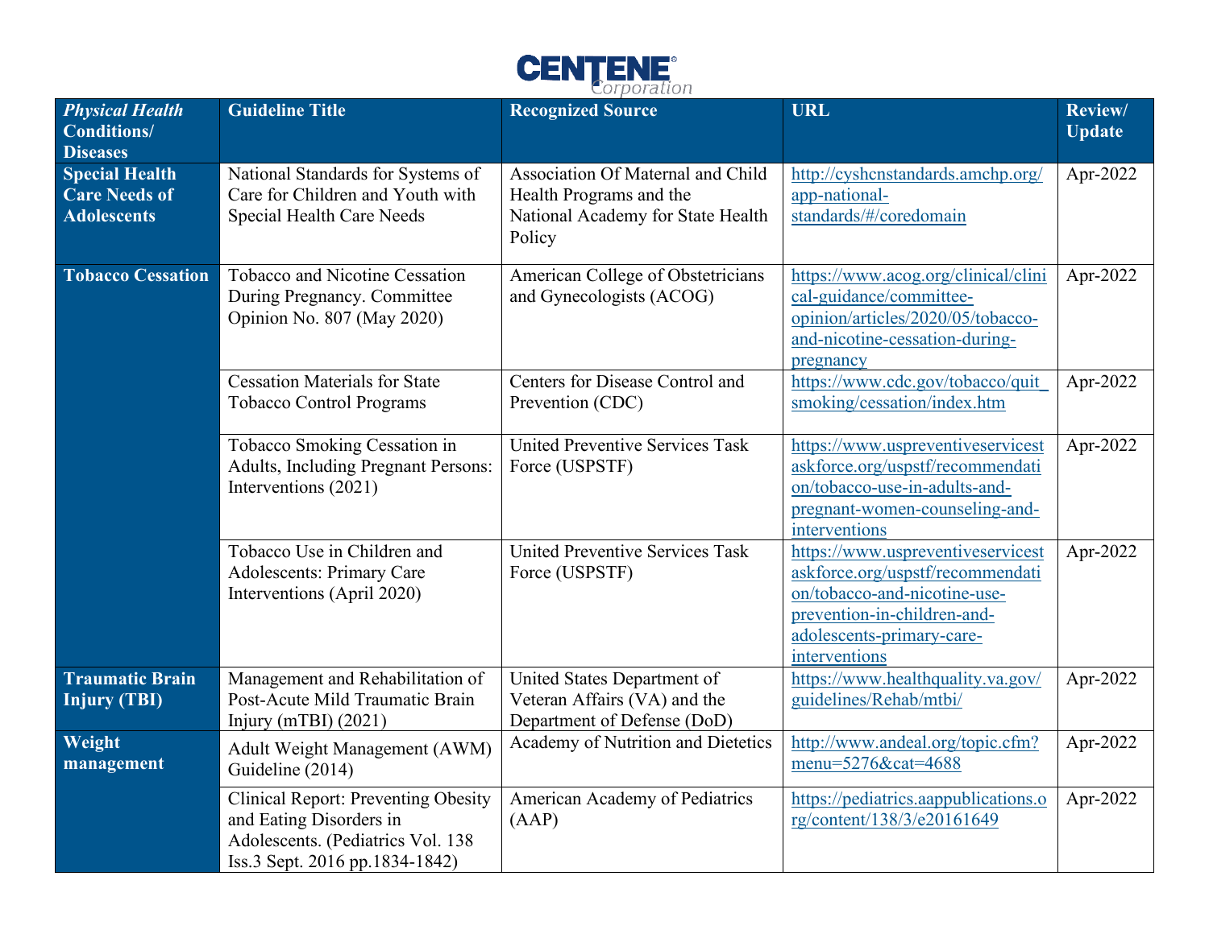| *Physical Health Conditions/ Diseases* | Guideline Title | Recognized Source | URL | Review/ Update |
|---|---|---|---|---|
| **Special Health Care Needs of Adolescents** | National Standards for Systems of Care for Children and Youth with Special Health Care Needs | Association Of Maternal and Child Health Programs and the National Academy for State Health Policy | http://cyshcnstandards.amchp.org/app-national-standards/#/coredomain | Apr-2022 |
| **Tobacco Cessation** | Tobacco and Nicotine Cessation During Pregnancy. Committee Opinion No. 807 (May 2020) | American College of Obstetricians and Gynecologists (ACOG) | https://www.acog.org/clinical/clinical-guidance/committee-opinion/articles/2020/05/tobacco-and-nicotine-cessation-during-pregnancy | Apr-2022 |
| | Cessation Materials for State Tobacco Control Programs | Centers for Disease Control and Prevention (CDC) | https://www.cdc.gov/tobacco/quit_smoking/cessation/index.htm | Apr-2022 |
| | Tobacco Smoking Cessation in Adults, Including Pregnant Persons: Interventions (2021) | United Preventive Services Task Force (USPSTF) | https://www.uspreventiveservicestaskforce.org/uspstf/recommendation/tobacco-use-in-adults-and-pregnant-women-counseling-and-interventions | Apr-2022 |
| | Tobacco Use in Children and Adolescents: Primary Care Interventions (April 2020) | United Preventive Services Task Force (USPSTF) | https://www.uspreventiveservicestaskforce.org/uspstf/recommendation/tobacco-and-nicotine-use-prevention-in-children-and-adolescents-primary-care-interventions | Apr-2022 |
| **Traumatic Brain Injury (TBI)** | Management and Rehabilitation of Post-Acute Mild Traumatic Brain Injury (mTBI) (2021) | United States Department of Veteran Affairs (VA) and the Department of Defense (DoD) | https://www.healthquality.va.gov/guidelines/Rehab/mtbi/ | Apr-2022 |
| **Weight management** | Adult Weight Management (AWM) Guideline (2014) | Academy of Nutrition and Dietetics | http://www.andeal.org/topic.cfm?menu=5276&cat=4688 | Apr-2022 |
| | Clinical Report: Preventing Obesity and Eating Disorders in Adolescents. (Pediatrics Vol. 138 Iss.3 Sept. 2016 pp.1834-1842) | American Academy of Pediatrics (AAP) | https://pediatrics.aappublications.org/content/138/3/e20161649 | Apr-2022 |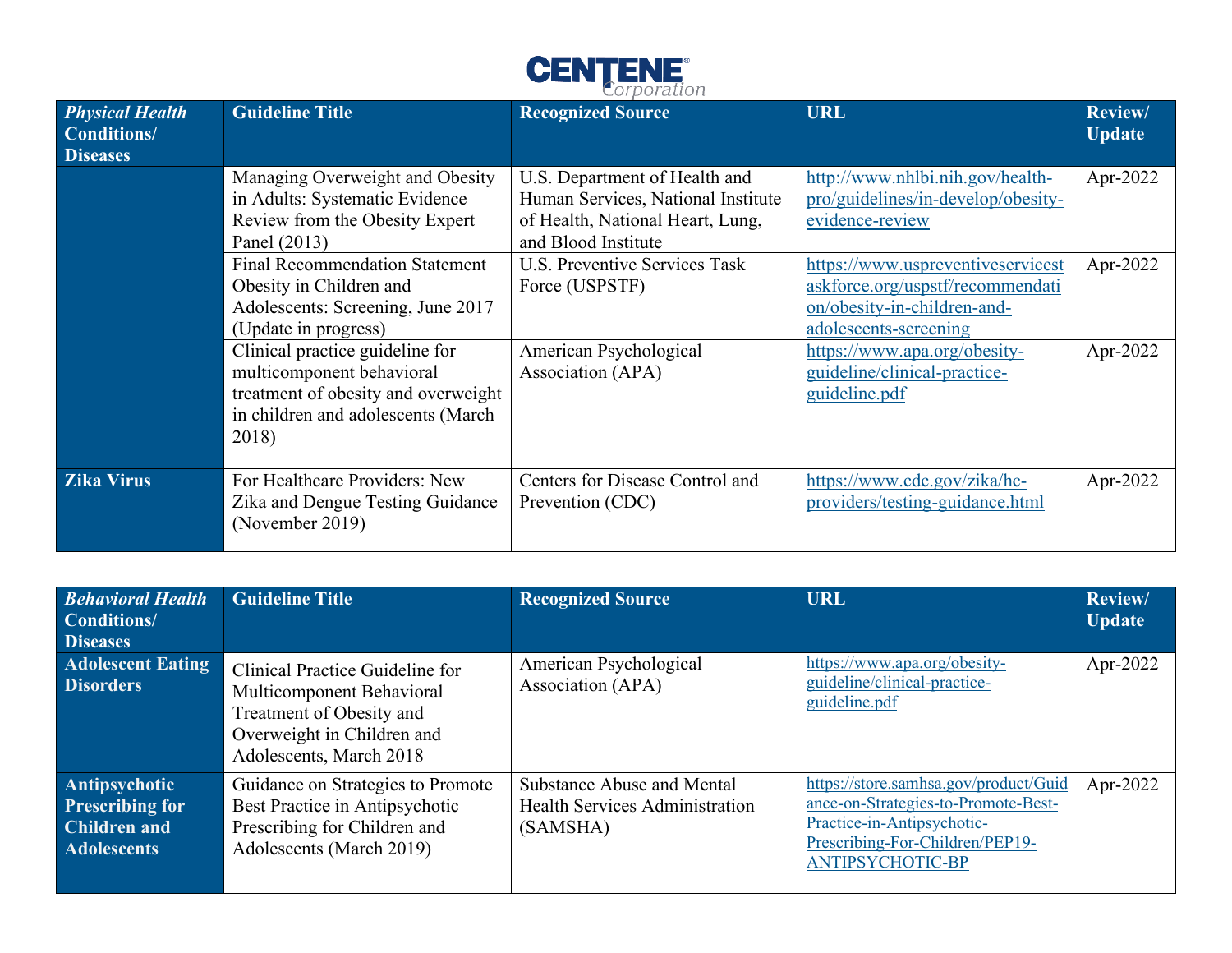| *Physical Health* Conditions/ Diseases | Guideline Title | Recognized Source | URL | Review/ Update |
| --- | --- | --- | --- | --- |
| | Managing Overweight and Obesity in Adults: Systematic Evidence Review from the Obesity Expert Panel (2013) | U.S. Department of Health and Human Services, National Institute of Health, National Heart, Lung, and Blood Institute | http://www.nhlbi.nih.gov/health-pro/guidelines/in-develop/obesity-evidence-review | Apr-2022 |
| | Final Recommendation Statement Obesity in Children and Adolescents: Screening, June 2017 (Update in progress) | U.S. Preventive Services Task Force (USPSTF) | https://www.uspreventiveservicestaskforce.org/uspstf/recommendation/obesity-in-children-and-adolescents-screening | Apr-2022 |
| | Clinical practice guideline for multicomponent behavioral treatment of obesity and overweight in children and adolescents (March 2018) | American Psychological Association (APA) | https://www.apa.org/obesity-guideline/clinical-practice-guideline.pdf | Apr-2022 |
| **Zika Virus** | For Healthcare Providers: New Zika and Dengue Testing Guidance (November 2019) | Centers for Disease Control and Prevention (CDC) | https://www.cdc.gov/zika/hc-providers/testing-guidance.html | Apr-2022 |

| *Behavioral Health* Conditions/ Diseases | Guideline Title | Recognized Source | URL | Review/ Update |
| --- | --- | --- | --- | --- |
| **Adolescent Eating Disorders** | Clinical Practice Guideline for Multicomponent Behavioral Treatment of Obesity and Overweight in Children and Adolescents, March 2018 | American Psychological Association (APA) | https://www.apa.org/obesity-guideline/clinical-practice-guideline.pdf | Apr-2022 |
| **Antipsychotic Prescribing for Children and Adolescents** | Guidance on Strategies to Promote Best Practice in Antipsychotic Prescribing for Children and Adolescents (March 2019) | Substance Abuse and Mental Health Services Administration (SAMSHA) | https://store.samhsa.gov/product/Guidance-on-Strategies-to-Promote-Best-Practice-in-Antipsychotic-Prescribing-For-Children/PEP19-ANTIPSYCHOTIC-BP | Apr-2022 |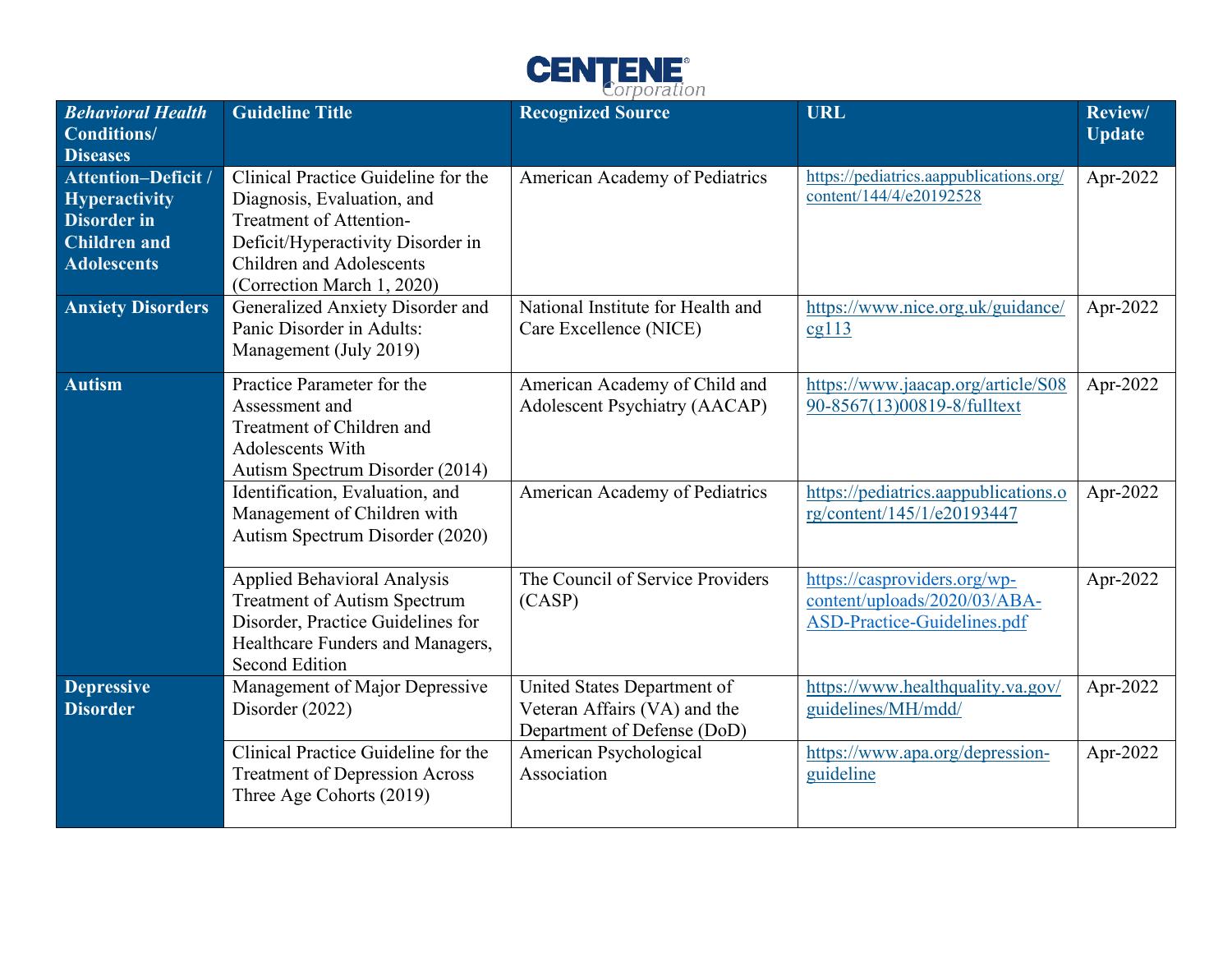| *Behavioral Health* **Conditions/ Diseases** | **Guideline Title** | **Recognized Source** | **URL** | **Review/ Update** |
|---|---|---|---|---|
| **Attention–Deficit / Hyperactivity Disorder in Children and Adolescents** | Clinical Practice Guideline for the Diagnosis, Evaluation, and Treatment of Attention-Deficit/Hyperactivity Disorder in Children and Adolescents (Correction March 1, 2020) | American Academy of Pediatrics | https://pediatrics.aappublications.org/content/144/4/e20192528 | Apr-2022 |
| **Anxiety Disorders** | Generalized Anxiety Disorder and Panic Disorder in Adults: Management (July 2019) | National Institute for Health and Care Excellence (NICE) | https://www.nice.org.uk/guidance/cg113 | Apr-2022 |
| **Autism** | Practice Parameter for the Assessment and Treatment of Children and Adolescents With Autism Spectrum Disorder (2014) | American Academy of Child and Adolescent Psychiatry (AACAP) | https://www.jaacap.org/article/S0890-8567(13)00819-8/fulltext | Apr-2022 |
| | Identification, Evaluation, and Management of Children with Autism Spectrum Disorder (2020) | American Academy of Pediatrics | https://pediatrics.aappublications.org/content/145/1/e20193447 | Apr-2022 |
| | Applied Behavioral Analysis Treatment of Autism Spectrum Disorder, Practice Guidelines for Healthcare Funders and Managers, Second Edition | The Council of Service Providers (CASP) | https://casproviders.org/wp-content/uploads/2020/03/ABA-ASD-Practice-Guidelines.pdf | Apr-2022 |
| **Depressive Disorder** | Management of Major Depressive Disorder (2022) | United States Department of Veteran Affairs (VA) and the Department of Defense (DoD) | https://www.healthquality.va.gov/guidelines/MH/mdd/ | Apr-2022 |
| | Clinical Practice Guideline for the Treatment of Depression Across Three Age Cohorts (2019) | American Psychological Association | https://www.apa.org/depression-guideline | Apr-2022 |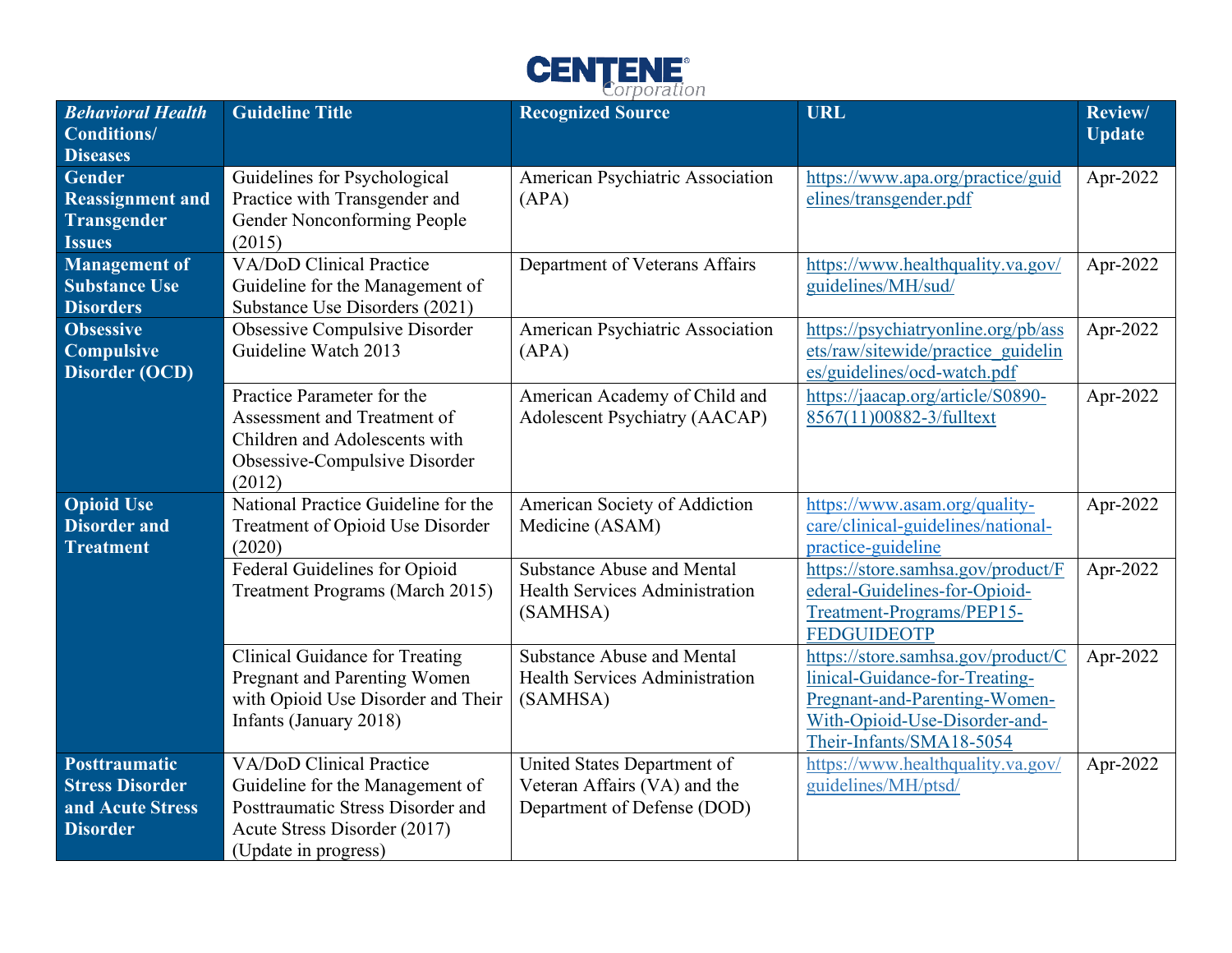| *Behavioral Health* **Conditions/ Diseases** | Guideline Title | Recognized Source | URL | Review/ Update |
|---|---|---|---|---|
| **Gender Reassignment and Transgender Issues** | Guidelines for Psychological Practice with Transgender and Gender Nonconforming People (2015) | American Psychiatric Association (APA) | https://www.apa.org/practice/guidelines/transgender.pdf | Apr-2022 |
| **Management of Substance Use Disorders** | VA/DoD Clinical Practice Guideline for the Management of Substance Use Disorders (2021) | Department of Veterans Affairs | https://www.healthquality.va.gov/guidelines/MH/sud/ | Apr-2022 |
| **Obsessive Compulsive Disorder (OCD)** | Obsessive Compulsive Disorder Guideline Watch 2013 | American Psychiatric Association (APA) | https://psychiatryonline.org/pb/assets/raw/sitewide/practice_guidelines/guidelines/ocd-watch.pdf | Apr-2022 |
| | Practice Parameter for the Assessment and Treatment of Children and Adolescents with Obsessive-Compulsive Disorder (2012) | American Academy of Child and Adolescent Psychiatry (AACAP) | https://jaacap.org/article/S0890-8567(11)00882-3/fulltext | Apr-2022 |
| **Opioid Use Disorder and Treatment** | National Practice Guideline for the Treatment of Opioid Use Disorder (2020) | American Society of Addiction Medicine (ASAM) | https://www.asam.org/quality-care/clinical-guidelines/national-practice-guideline | Apr-2022 |
| | Federal Guidelines for Opioid Treatment Programs (March 2015) | Substance Abuse and Mental Health Services Administration (SAMHSA) | https://store.samhsa.gov/product/Federal-Guidelines-for-Opioid-Treatment-Programs/PEP15-FEDGUIDEOTP | Apr-2022 |
| | Clinical Guidance for Treating Pregnant and Parenting Women with Opioid Use Disorder and Their Infants (January 2018) | Substance Abuse and Mental Health Services Administration (SAMHSA) | https://store.samhsa.gov/product/Clinical-Guidance-for-Treating-Pregnant-and-Parenting-Women-With-Opioid-Use-Disorder-and-Their-Infants/SMA18-5054 | Apr-2022 |
| **Posttraumatic Stress Disorder and Acute Stress Disorder** | VA/DoD Clinical Practice Guideline for the Management of Posttraumatic Stress Disorder and Acute Stress Disorder (2017) (Update in progress) | United States Department of Veteran Affairs (VA) and the Department of Defense (DOD) | https://www.healthquality.va.gov/guidelines/MH/ptsd/ | Apr-2022 |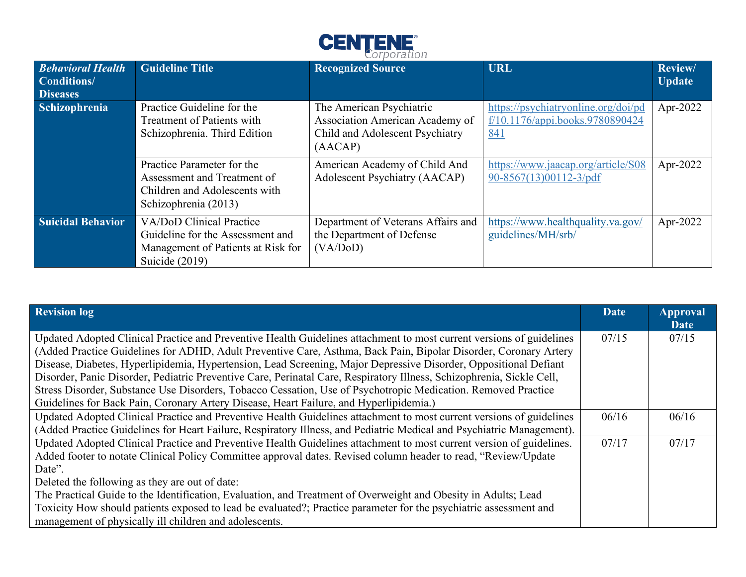| *Behavioral Health* **Conditions/ Diseases** | Guideline Title | Recognized Source | URL | Review/ Update |
| --- | --- | --- | --- | --- |
| **Schizophrenia** | Practice Guideline for the Treatment of Patients with Schizophrenia. Third Edition | The American Psychiatric Association American Academy of Child and Adolescent Psychiatry (AACAP) | https://psychiatryonline.org/doi/pdf/10.1176/appi.books.9780890424841 | Apr-2022 |
| | Practice Parameter for the Assessment and Treatment of Children and Adolescents with Schizophrenia (2013) | American Academy of Child And Adolescent Psychiatry (AACAP) | https://www.jaacap.org/article/S0890-8567(13)00112-3/pdf | Apr-2022 |
| **Suicidal Behavior** | VA/DoD Clinical Practice Guideline for the Assessment and Management of Patients at Risk for Suicide (2019) | Department of Veterans Affairs and the Department of Defense (VA/DoD) | https://www.healthquality.va.gov/guidelines/MH/srb/ | Apr-2022 |

| Revision log | Date | Approval Date |
| --- | --- | --- |
| Updated Adopted Clinical Practice and Preventive Health Guidelines attachment to most current versions of guidelines (Added Practice Guidelines for ADHD, Adult Preventive Care, Asthma, Back Pain, Bipolar Disorder, Coronary Artery Disease, Diabetes, Hyperlipidemia, Hypertension, Lead Screening, Major Depressive Disorder, Oppositional Defiant Disorder, Panic Disorder, Pediatric Preventive Care, Perinatal Care, Respiratory Illness, Schizophrenia, Sickle Cell, Stress Disorder, Substance Use Disorders, Tobacco Cessation, Use of Psychotropic Medication. Removed Practice Guidelines for Back Pain, Coronary Artery Disease, Heart Failure, and Hyperlipidemia.) | 07/15 | 07/15 |
| Updated Adopted Clinical Practice and Preventive Health Guidelines attachment to most current versions of guidelines (Added Practice Guidelines for Heart Failure, Respiratory Illness, and Pediatric Medical and Psychiatric Management). | 06/16 | 06/16 |
| Updated Adopted Clinical Practice and Preventive Health Guidelines attachment to most current version of guidelines. Added footer to notate Clinical Policy Committee approval dates. Revised column header to read, "Review/Update Date". Deleted the following as they are out of date: The Practical Guide to the Identification, Evaluation, and Treatment of Overweight and Obesity in Adults; Lead Toxicity How should patients exposed to lead be evaluated?; Practice parameter for the psychiatric assessment and management of physically ill children and adolescents. | 07/17 | 07/17 |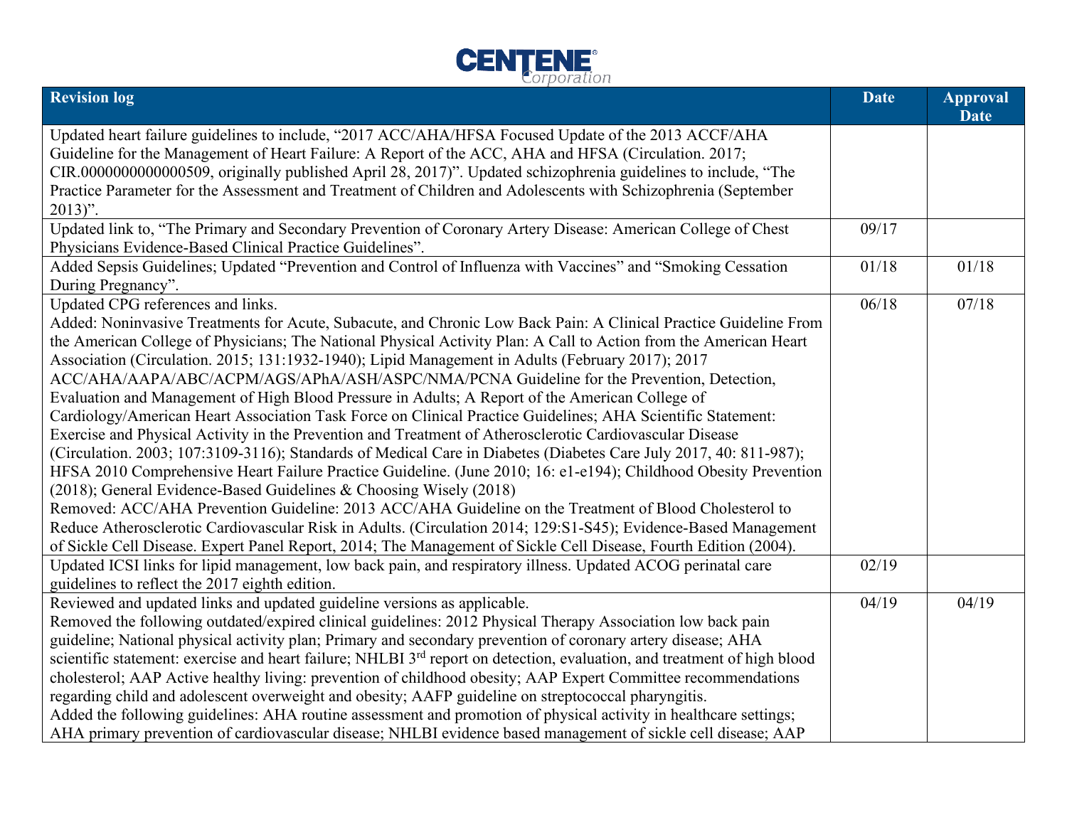| Revision log | Date | Approval Date |
|---|---|---|
| Updated heart failure guidelines to include, "2017 ACC/AHA/HFSA Focused Update of the 2013 ACCF/AHA Guideline for the Management of Heart Failure: A Report of the ACC, AHA and HFSA (Circulation. 2017; CIR.0000000000000509, originally published April 28, 2017)". Updated schizophrenia guidelines to include, "The Practice Parameter for the Assessment and Treatment of Children and Adolescents with Schizophrenia (September 2013)". | | |
| Updated link to, "The Primary and Secondary Prevention of Coronary Artery Disease: American College of Chest Physicians Evidence-Based Clinical Practice Guidelines". | 09/17 | |
| Added Sepsis Guidelines; Updated "Prevention and Control of Influenza with Vaccines" and "Smoking Cessation During Pregnancy". | 01/18 | 01/18 |
| Updated CPG references and links.<br>Added: Noninvasive Treatments for Acute, Subacute, and Chronic Low Back Pain: A Clinical Practice Guideline From the American College of Physicians; The National Physical Activity Plan: A Call to Action from the American Heart Association (Circulation. 2015; 131:1932-1940); Lipid Management in Adults (February 2017); 2017 ACC/AHA/AAPA/ABC/ACPM/AGS/APhA/ASH/ASPC/NMA/PCNA Guideline for the Prevention, Detection, Evaluation and Management of High Blood Pressure in Adults; A Report of the American College of Cardiology/American Heart Association Task Force on Clinical Practice Guidelines; AHA Scientific Statement: Exercise and Physical Activity in the Prevention and Treatment of Atherosclerotic Cardiovascular Disease (Circulation. 2003; 107:3109-3116); Standards of Medical Care in Diabetes (Diabetes Care July 2017, 40: 811-987); HFSA 2010 Comprehensive Heart Failure Practice Guideline. (June 2010; 16: e1-e194); Childhood Obesity Prevention (2018); General Evidence-Based Guidelines & Choosing Wisely (2018)<br>Removed: ACC/AHA Prevention Guideline: 2013 ACC/AHA Guideline on the Treatment of Blood Cholesterol to Reduce Atherosclerotic Cardiovascular Risk in Adults. (Circulation 2014; 129:S1-S45); Evidence-Based Management of Sickle Cell Disease. Expert Panel Report, 2014; The Management of Sickle Cell Disease, Fourth Edition (2004). | 06/18 | 07/18 |
| Updated ICSI links for lipid management, low back pain, and respiratory illness. Updated ACOG perinatal care guidelines to reflect the 2017 eighth edition. | 02/19 | |
| Reviewed and updated links and updated guideline versions as applicable.<br>Removed the following outdated/expired clinical guidelines: 2012 Physical Therapy Association low back pain guideline; National physical activity plan; Primary and secondary prevention of coronary artery disease; AHA scientific statement: exercise and heart failure; NHLBI 3rd report on detection, evaluation, and treatment of high blood cholesterol; AAP Active healthy living: prevention of childhood obesity; AAP Expert Committee recommendations regarding child and adolescent overweight and obesity; AAFP guideline on streptococcal pharyngitis.<br>Added the following guidelines: AHA routine assessment and promotion of physical activity in healthcare settings; AHA primary prevention of cardiovascular disease; NHLBI evidence based management of sickle cell disease; AAP | 04/19 | 04/19 |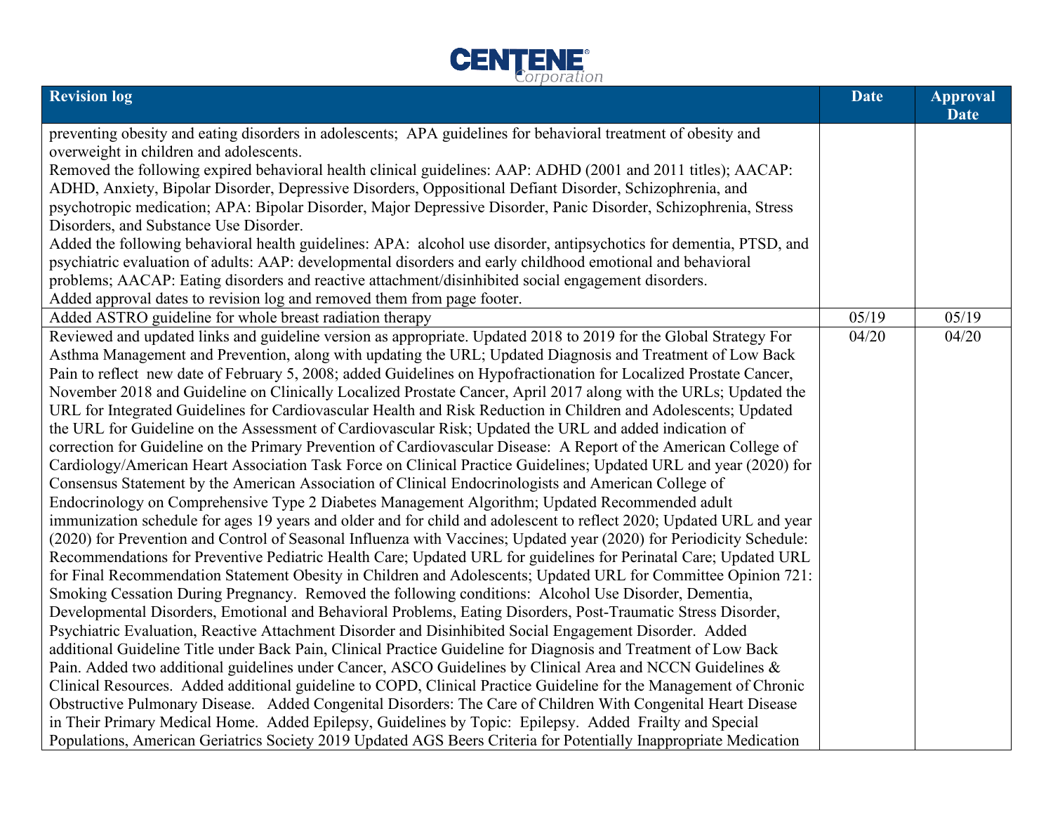| Revision log | Date | Approval Date |
|---|---|---|
| preventing obesity and eating disorders in adolescents; APA guidelines for behavioral treatment of obesity and overweight in children and adolescents. Removed the following expired behavioral health clinical guidelines: AAP: ADHD (2001 and 2011 titles); AACAP: ADHD, Anxiety, Bipolar Disorder, Depressive Disorders, Oppositional Defiant Disorder, Schizophrenia, and psychotropic medication; APA: Bipolar Disorder, Major Depressive Disorder, Panic Disorder, Schizophrenia, Stress Disorders, and Substance Use Disorder. Added the following behavioral health guidelines: APA: alcohol use disorder, antipsychotics for dementia, PTSD, and psychiatric evaluation of adults: AAP: developmental disorders and early childhood emotional and behavioral problems; AACAP: Eating disorders and reactive attachment/disinhibited social engagement disorders. Added approval dates to revision log and removed them from page footer. | | |
| Added ASTRO guideline for whole breast radiation therapy | 05/19 | 05/19 |
| Reviewed and updated links and guideline version as appropriate. Updated 2018 to 2019 for the Global Strategy For Asthma Management and Prevention, along with updating the URL; Updated Diagnosis and Treatment of Low Back Pain to reflect new date of February 5, 2008; added Guidelines on Hypofractionation for Localized Prostate Cancer, November 2018 and Guideline on Clinically Localized Prostate Cancer, April 2017 along with the URLs; Updated the URL for Integrated Guidelines for Cardiovascular Health and Risk Reduction in Children and Adolescents; Updated the URL for Guideline on the Assessment of Cardiovascular Risk; Updated the URL and added indication of correction for Guideline on the Primary Prevention of Cardiovascular Disease: A Report of the American College of Cardiology/American Heart Association Task Force on Clinical Practice Guidelines; Updated URL and year (2020) for Consensus Statement by the American Association of Clinical Endocrinologists and American College of Endocrinology on Comprehensive Type 2 Diabetes Management Algorithm; Updated Recommended adult immunization schedule for ages 19 years and older and for child and adolescent to reflect 2020; Updated URL and year (2020) for Prevention and Control of Seasonal Influenza with Vaccines; Updated year (2020) for Periodicity Schedule: Recommendations for Preventive Pediatric Health Care; Updated URL for guidelines for Perinatal Care; Updated URL for Final Recommendation Statement Obesity in Children and Adolescents; Updated URL for Committee Opinion 721: Smoking Cessation During Pregnancy. Removed the following conditions: Alcohol Use Disorder, Dementia, Developmental Disorders, Emotional and Behavioral Problems, Eating Disorders, Post-Traumatic Stress Disorder, Psychiatric Evaluation, Reactive Attachment Disorder and Disinhibited Social Engagement Disorder. Added additional Guideline Title under Back Pain, Clinical Practice Guideline for Diagnosis and Treatment of Low Back Pain. Added two additional guidelines under Cancer, ASCO Guidelines by Clinical Area and NCCN Guidelines & Clinical Resources. Added additional guideline to COPD, Clinical Practice Guideline for the Management of Chronic Obstructive Pulmonary Disease. Added Congenital Disorders: The Care of Children With Congenital Heart Disease in Their Primary Medical Home. Added Epilepsy, Guidelines by Topic: Epilepsy. Added Frailty and Special Populations, American Geriatrics Society 2019 Updated AGS Beers Criteria for Potentially Inappropriate Medication | 04/20 | 04/20 |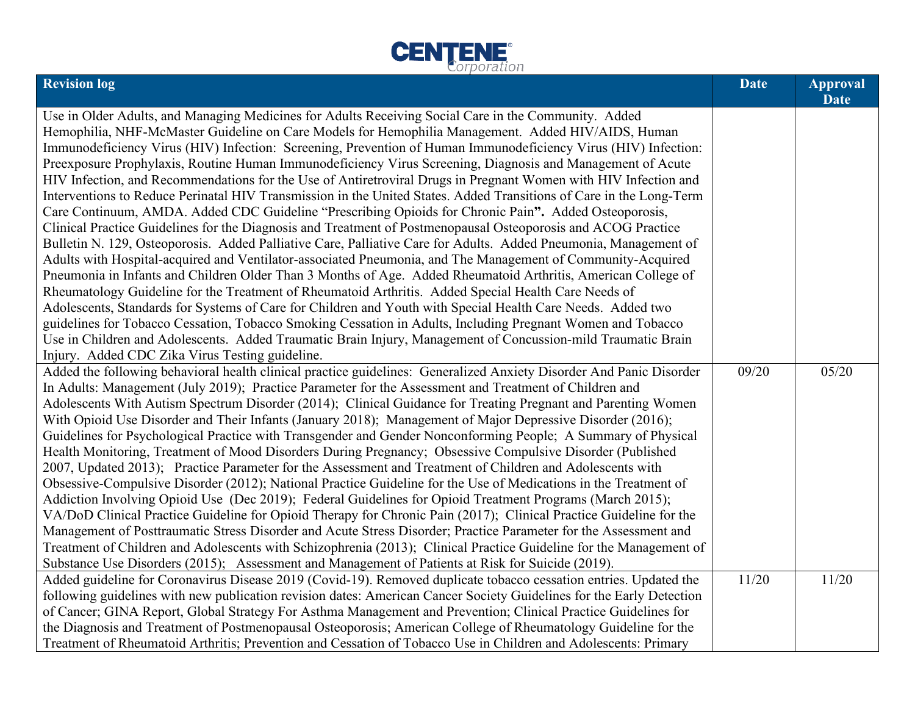| Revision log | Date | Approval Date |
|---|---|---|
| Use in Older Adults, and Managing Medicines for Adults Receiving Social Care in the Community. Added Hemophilia, NHF-McMaster Guideline on Care Models for Hemophilia Management. Added HIV/AIDS, Human Immunodeficiency Virus (HIV) Infection: Screening, Prevention of Human Immunodeficiency Virus (HIV) Infection: Preexposure Prophylaxis, Routine Human Immunodeficiency Virus Screening, Diagnosis and Management of Acute HIV Infection, and Recommendations for the Use of Antiretroviral Drugs in Pregnant Women with HIV Infection and Interventions to Reduce Perinatal HIV Transmission in the United States. Added Transitions of Care in the Long-Term Care Continuum, AMDA. Added CDC Guideline "Prescribing Opioids for Chronic Pain**"**. Added Osteoporosis, Clinical Practice Guidelines for the Diagnosis and Treatment of Postmenopausal Osteoporosis and ACOG Practice Bulletin N. 129, Osteoporosis. Added Palliative Care, Palliative Care for Adults. Added Pneumonia, Management of Adults with Hospital-acquired and Ventilator-associated Pneumonia, and The Management of Community-Acquired Pneumonia in Infants and Children Older Than 3 Months of Age. Added Rheumatoid Arthritis, American College of Rheumatology Guideline for the Treatment of Rheumatoid Arthritis. Added Special Health Care Needs of Adolescents, Standards for Systems of Care for Children and Youth with Special Health Care Needs. Added two guidelines for Tobacco Cessation, Tobacco Smoking Cessation in Adults, Including Pregnant Women and Tobacco Use in Children and Adolescents. Added Traumatic Brain Injury, Management of Concussion-mild Traumatic Brain Injury. Added CDC Zika Virus Testing guideline. | | |
| Added the following behavioral health clinical practice guidelines: Generalized Anxiety Disorder And Panic Disorder In Adults: Management (July 2019); Practice Parameter for the Assessment and Treatment of Children and Adolescents With Autism Spectrum Disorder (2014); Clinical Guidance for Treating Pregnant and Parenting Women With Opioid Use Disorder and Their Infants (January 2018); Management of Major Depressive Disorder (2016); Guidelines for Psychological Practice with Transgender and Gender Nonconforming People; A Summary of Physical Health Monitoring, Treatment of Mood Disorders During Pregnancy; Obsessive Compulsive Disorder (Published 2007, Updated 2013); Practice Parameter for the Assessment and Treatment of Children and Adolescents with Obsessive-Compulsive Disorder (2012); National Practice Guideline for the Use of Medications in the Treatment of Addiction Involving Opioid Use (Dec 2019); Federal Guidelines for Opioid Treatment Programs (March 2015); VA/DoD Clinical Practice Guideline for Opioid Therapy for Chronic Pain (2017); Clinical Practice Guideline for the Management of Posttraumatic Stress Disorder and Acute Stress Disorder; Practice Parameter for the Assessment and Treatment of Children and Adolescents with Schizophrenia (2013); Clinical Practice Guideline for the Management of Substance Use Disorders (2015); Assessment and Management of Patients at Risk for Suicide (2019). | 09/20 | 05/20 |
| Added guideline for Coronavirus Disease 2019 (Covid-19). Removed duplicate tobacco cessation entries. Updated the following guidelines with new publication revision dates: American Cancer Society Guidelines for the Early Detection of Cancer; GINA Report, Global Strategy For Asthma Management and Prevention; Clinical Practice Guidelines for the Diagnosis and Treatment of Postmenopausal Osteoporosis; American College of Rheumatology Guideline for the Treatment of Rheumatoid Arthritis; Prevention and Cessation of Tobacco Use in Children and Adolescents: Primary | 11/20 | 11/20 |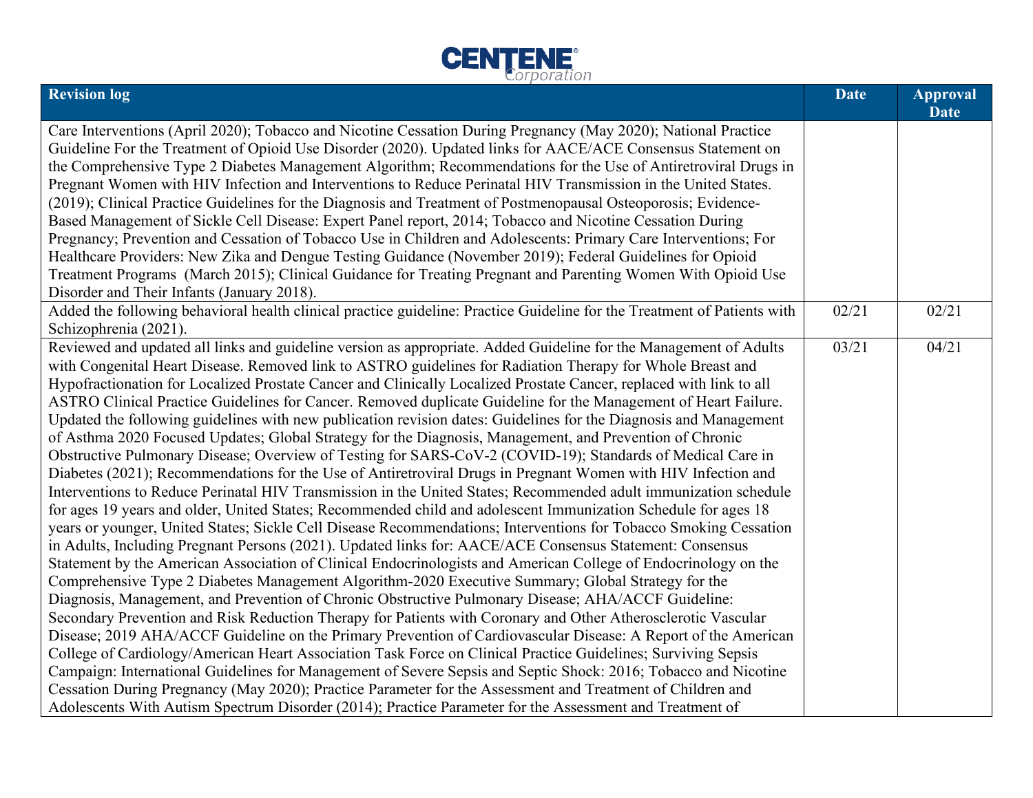| Revision log | Date | Approval Date |
|---|---|---|
| Care Interventions (April 2020); Tobacco and Nicotine Cessation During Pregnancy (May 2020); National Practice Guideline For the Treatment of Opioid Use Disorder (2020). Updated links for AACE/ACE Consensus Statement on the Comprehensive Type 2 Diabetes Management Algorithm; Recommendations for the Use of Antiretroviral Drugs in Pregnant Women with HIV Infection and Interventions to Reduce Perinatal HIV Transmission in the United States. (2019); Clinical Practice Guidelines for the Diagnosis and Treatment of Postmenopausal Osteoporosis; Evidence-Based Management of Sickle Cell Disease: Expert Panel report, 2014; Tobacco and Nicotine Cessation During Pregnancy; Prevention and Cessation of Tobacco Use in Children and Adolescents: Primary Care Interventions; For Healthcare Providers: New Zika and Dengue Testing Guidance (November 2019); Federal Guidelines for Opioid Treatment Programs (March 2015); Clinical Guidance for Treating Pregnant and Parenting Women With Opioid Use Disorder and Their Infants (January 2018). | | |
| Added the following behavioral health clinical practice guideline: Practice Guideline for the Treatment of Patients with Schizophrenia (2021). | 02/21 | 02/21 |
| Reviewed and updated all links and guideline version as appropriate. Added Guideline for the Management of Adults with Congenital Heart Disease. Removed link to ASTRO guidelines for Radiation Therapy for Whole Breast and Hypofractionation for Localized Prostate Cancer and Clinically Localized Prostate Cancer, replaced with link to all ASTRO Clinical Practice Guidelines for Cancer. Removed duplicate Guideline for the Management of Heart Failure. Updated the following guidelines with new publication revision dates: Guidelines for the Diagnosis and Management of Asthma 2020 Focused Updates; Global Strategy for the Diagnosis, Management, and Prevention of Chronic Obstructive Pulmonary Disease; Overview of Testing for SARS-CoV-2 (COVID-19); Standards of Medical Care in Diabetes (2021); Recommendations for the Use of Antiretroviral Drugs in Pregnant Women with HIV Infection and Interventions to Reduce Perinatal HIV Transmission in the United States; Recommended adult immunization schedule for ages 19 years and older, United States; Recommended child and adolescent Immunization Schedule for ages 18 years or younger, United States; Sickle Cell Disease Recommendations; Interventions for Tobacco Smoking Cessation in Adults, Including Pregnant Persons (2021). Updated links for: AACE/ACE Consensus Statement: Consensus Statement by the American Association of Clinical Endocrinologists and American College of Endocrinology on the Comprehensive Type 2 Diabetes Management Algorithm-2020 Executive Summary; Global Strategy for the Diagnosis, Management, and Prevention of Chronic Obstructive Pulmonary Disease; AHA/ACCF Guideline: Secondary Prevention and Risk Reduction Therapy for Patients with Coronary and Other Atherosclerotic Vascular Disease; 2019 AHA/ACCF Guideline on the Primary Prevention of Cardiovascular Disease: A Report of the American College of Cardiology/American Heart Association Task Force on Clinical Practice Guidelines; Surviving Sepsis Campaign: International Guidelines for Management of Severe Sepsis and Septic Shock: 2016; Tobacco and Nicotine Cessation During Pregnancy (May 2020); Practice Parameter for the Assessment and Treatment of Children and Adolescents With Autism Spectrum Disorder (2014); Practice Parameter for the Assessment and Treatment of | 03/21 | 04/21 |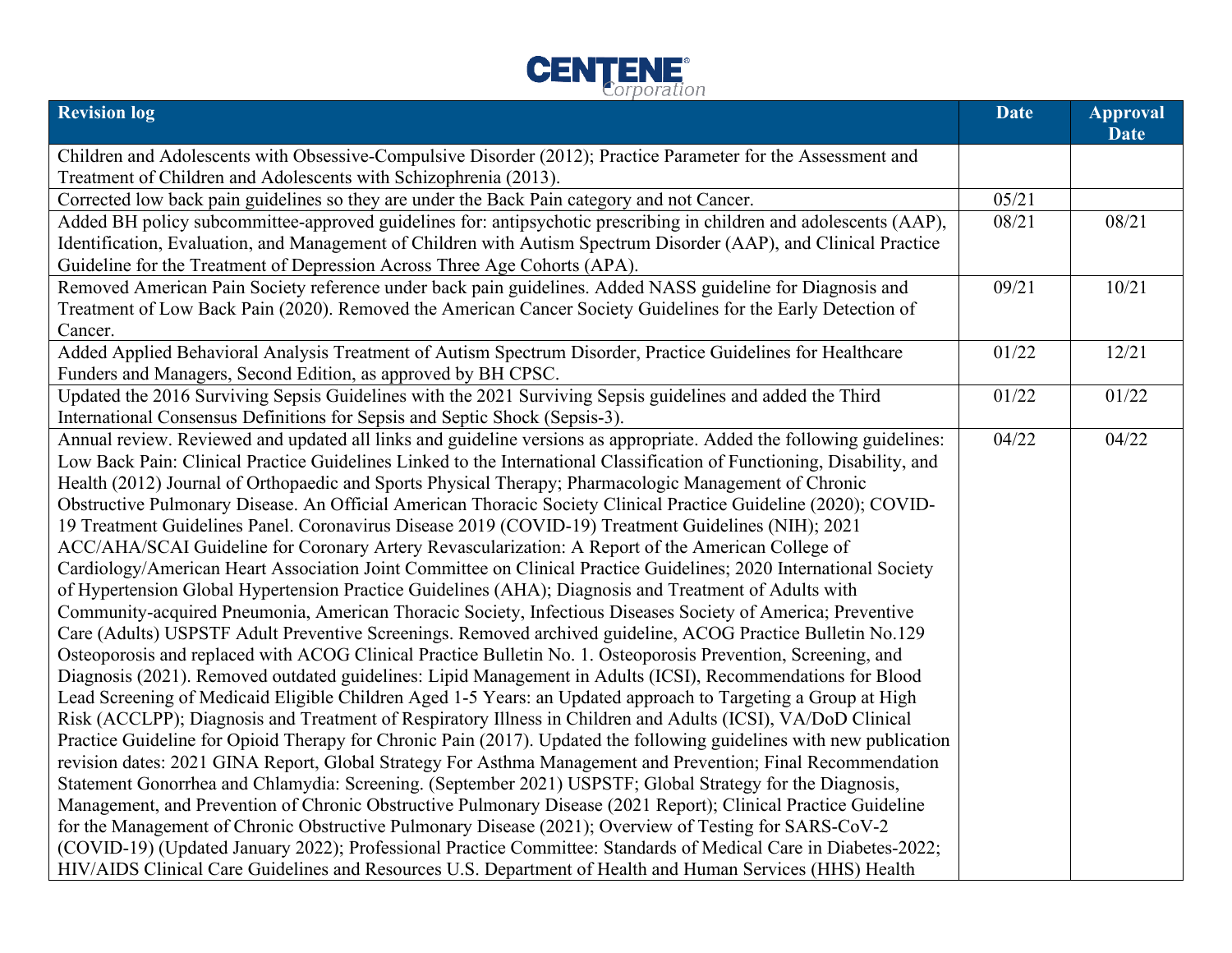| Revision log | Date | Approval Date |
|---|---|---|
| Children and Adolescents with Obsessive-Compulsive Disorder (2012); Practice Parameter for the Assessment and Treatment of Children and Adolescents with Schizophrenia (2013). | | |
| Corrected low back pain guidelines so they are under the Back Pain category and not Cancer. | 05/21 | |
| Added BH policy subcommittee-approved guidelines for: antipsychotic prescribing in children and adolescents (AAP), Identification, Evaluation, and Management of Children with Autism Spectrum Disorder (AAP), and Clinical Practice Guideline for the Treatment of Depression Across Three Age Cohorts (APA). | 08/21 | 08/21 |
| Removed American Pain Society reference under back pain guidelines. Added NASS guideline for Diagnosis and Treatment of Low Back Pain (2020). Removed the American Cancer Society Guidelines for the Early Detection of Cancer. | 09/21 | 10/21 |
| Added Applied Behavioral Analysis Treatment of Autism Spectrum Disorder, Practice Guidelines for Healthcare Funders and Managers, Second Edition, as approved by BH CPSC. | 01/22 | 12/21 |
| Updated the 2016 Surviving Sepsis Guidelines with the 2021 Surviving Sepsis guidelines and added the Third International Consensus Definitions for Sepsis and Septic Shock (Sepsis-3). | 01/22 | 01/22 |
| Annual review. Reviewed and updated all links and guideline versions as appropriate. Added the following guidelines: Low Back Pain: Clinical Practice Guidelines Linked to the International Classification of Functioning, Disability, and Health (2012) Journal of Orthopaedic and Sports Physical Therapy; Pharmacologic Management of Chronic Obstructive Pulmonary Disease. An Official American Thoracic Society Clinical Practice Guideline (2020); COVID-19 Treatment Guidelines Panel. Coronavirus Disease 2019 (COVID-19) Treatment Guidelines (NIH); 2021 ACC/AHA/SCAI Guideline for Coronary Artery Revascularization: A Report of the American College of Cardiology/American Heart Association Joint Committee on Clinical Practice Guidelines; 2020 International Society of Hypertension Global Hypertension Practice Guidelines (AHA); Diagnosis and Treatment of Adults with Community-acquired Pneumonia, American Thoracic Society, Infectious Diseases Society of America; Preventive Care (Adults) USPSTF Adult Preventive Screenings. Removed archived guideline, ACOG Practice Bulletin No.129 Osteoporosis and replaced with ACOG Clinical Practice Bulletin No. 1. Osteoporosis Prevention, Screening, and Diagnosis (2021). Removed outdated guidelines: Lipid Management in Adults (ICSI), Recommendations for Blood Lead Screening of Medicaid Eligible Children Aged 1-5 Years: an Updated approach to Targeting a Group at High Risk (ACCLPP); Diagnosis and Treatment of Respiratory Illness in Children and Adults (ICSI), VA/DoD Clinical Practice Guideline for Opioid Therapy for Chronic Pain (2017). Updated the following guidelines with new publication revision dates: 2021 GINA Report, Global Strategy For Asthma Management and Prevention; Final Recommendation Statement Gonorrhea and Chlamydia: Screening. (September 2021) USPSTF; Global Strategy for the Diagnosis, Management, and Prevention of Chronic Obstructive Pulmonary Disease (2021 Report); Clinical Practice Guideline for the Management of Chronic Obstructive Pulmonary Disease (2021); Overview of Testing for SARS-CoV-2 (COVID-19) (Updated January 2022); Professional Practice Committee: Standards of Medical Care in Diabetes-2022; HIV/AIDS Clinical Care Guidelines and Resources U.S. Department of Health and Human Services (HHS) Health | 04/22 | 04/22 |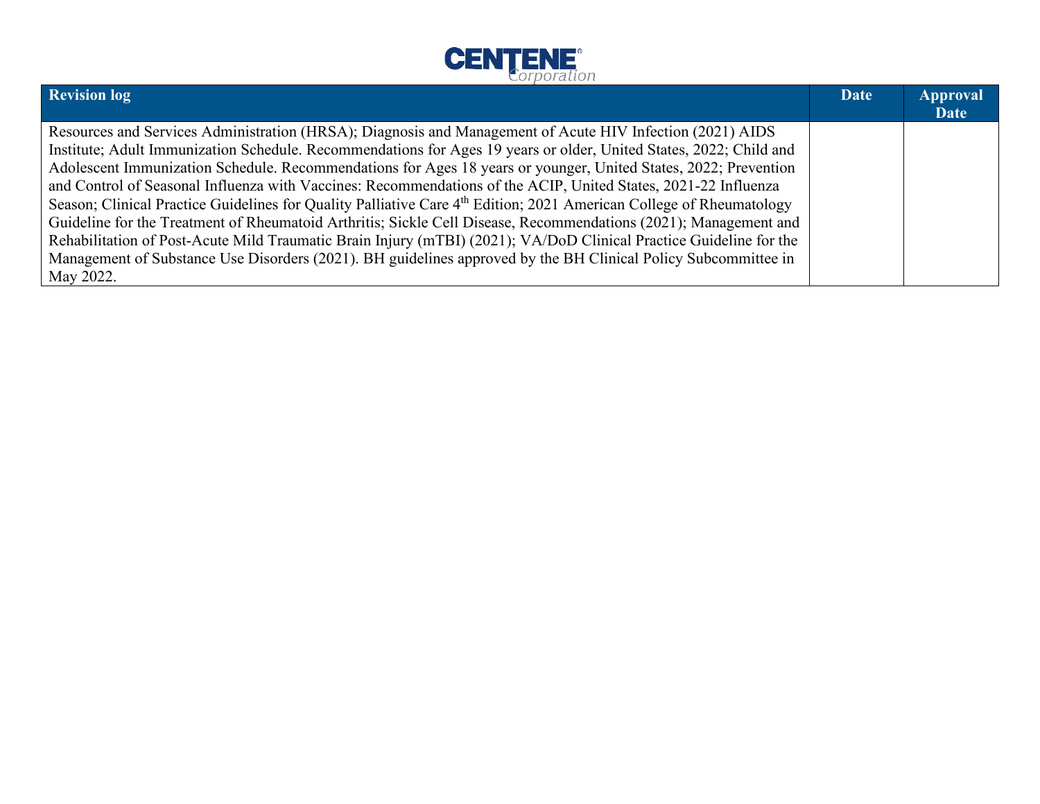| Revision log | Date | Approval Date |
|---|---|---|
| Resources and Services Administration (HRSA); Diagnosis and Management of Acute HIV Infection (2021) AIDS Institute; Adult Immunization Schedule. Recommendations for Ages 19 years or older, United States, 2022; Child and Adolescent Immunization Schedule. Recommendations for Ages 18 years or younger, United States, 2022; Prevention and Control of Seasonal Influenza with Vaccines: Recommendations of the ACIP, United States, 2021-22 Influenza Season; Clinical Practice Guidelines for Quality Palliative Care 4th Edition; 2021 American College of Rheumatology Guideline for the Treatment of Rheumatoid Arthritis; Sickle Cell Disease, Recommendations (2021); Management and Rehabilitation of Post-Acute Mild Traumatic Brain Injury (mTBI) (2021); VA/DoD Clinical Practice Guideline for the Management of Substance Use Disorders (2021). BH guidelines approved by the BH Clinical Policy Subcommittee in May 2022. | | |